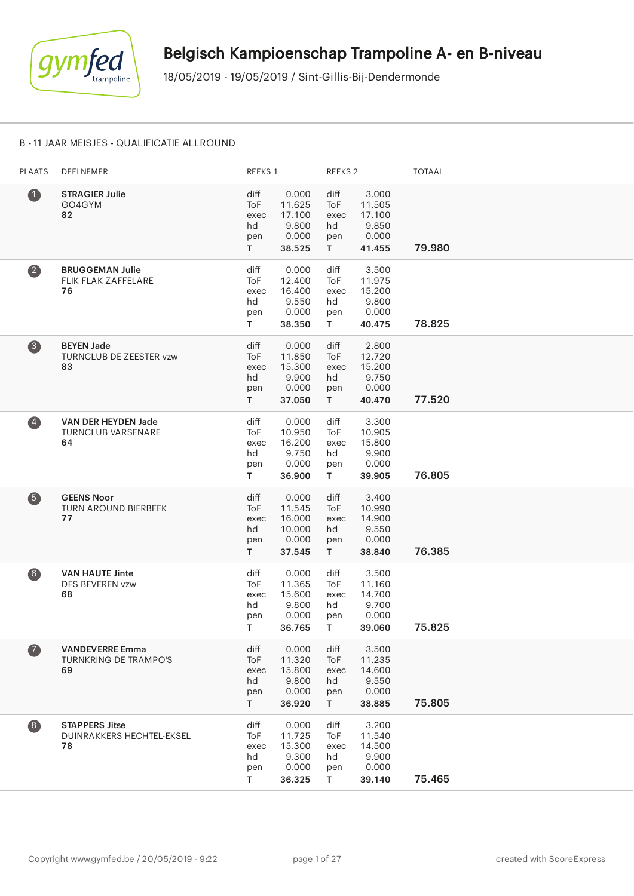# Belgisch Kampioenschap Trampoline A- en B-niveau

18/05/2019 - 19/05/2019 / Sint-Gillis-Bij-Dendermonde

B - 11 JAAR MEISJES - QUALIFICATIE ALLROUND

| PLAATS | DEELNEMER | REEKS 1 | | REEKS 2 | | TOTAAL |
|---|---|---|---|---|---|---|
| 1 | **STRAGIER Julie**<br>GO4GYM<br>**82** | diff<br>ToF<br>exec<br>hd<br>pen<br>**T** | 0.000<br>11.625<br>17.100<br>9.800<br>0.000<br>**38.525** | diff<br>ToF<br>exec<br>hd<br>pen<br>**T** | 3.000<br>11.505<br>17.100<br>9.850<br>0.000<br>**41.455** | **79.980** |
| 2 | **BRUGGEMAN Julie**<br>FLIK FLAK ZAFFELARE<br>**76** | diff<br>ToF<br>exec<br>hd<br>pen<br>**T** | 0.000<br>12.400<br>16.400<br>9.550<br>0.000<br>**38.350** | diff<br>ToF<br>exec<br>hd<br>pen<br>**T** | 3.500<br>11.975<br>15.200<br>9.800<br>0.000<br>**40.475** | **78.825** |
| 3 | **BEYEN Jade**<br>TURNCLUB DE ZEESTER vzw<br>**83** | diff<br>ToF<br>exec<br>hd<br>pen<br>**T** | 0.000<br>11.850<br>15.300<br>9.900<br>0.000<br>**37.050** | diff<br>ToF<br>exec<br>hd<br>pen<br>**T** | 2.800<br>12.720<br>15.200<br>9.750<br>0.000<br>**40.470** | **77.520** |
| 4 | **VAN DER HEYDEN Jade**<br>TURNCLUB VARSENARE<br>**64** | diff<br>ToF<br>exec<br>hd<br>pen<br>**T** | 0.000<br>10.950<br>16.200<br>9.750<br>0.000<br>**36.900** | diff<br>ToF<br>exec<br>hd<br>pen<br>**T** | 3.300<br>10.905<br>15.800<br>9.900<br>0.000<br>**39.905** | **76.805** |
| 5 | **GEENS Noor**<br>TURN AROUND BIERBEEK<br>**77** | diff<br>ToF<br>exec<br>hd<br>pen<br>**T** | 0.000<br>11.545<br>16.000<br>10.000<br>0.000<br>**37.545** | diff<br>ToF<br>exec<br>hd<br>pen<br>**T** | 3.400<br>10.990<br>14.900<br>9.550<br>0.000<br>**38.840** | **76.385** |
| 6 | **VAN HAUTE Jinte**<br>DES BEVEREN vzw<br>**68** | diff<br>ToF<br>exec<br>hd<br>pen<br>**T** | 0.000<br>11.365<br>15.600<br>9.800<br>0.000<br>**36.765** | diff<br>ToF<br>exec<br>hd<br>pen<br>**T** | 3.500<br>11.160<br>14.700<br>9.700<br>0.000<br>**39.060** | **75.825** |
| 7 | **VANDEVERRE Emma**<br>TURNKRING DE TRAMPO'S<br>**69** | diff<br>ToF<br>exec<br>hd<br>pen<br>**T** | 0.000<br>11.320<br>15.800<br>9.800<br>0.000<br>**36.920** | diff<br>ToF<br>exec<br>hd<br>pen<br>**T** | 3.500<br>11.235<br>14.600<br>9.550<br>0.000<br>**38.885** | **75.805** |
| 8 | **STAPPERS Jitse**<br>DUINRAKKERS HECHTEL-EKSEL<br>**78** | diff<br>ToF<br>exec<br>hd<br>pen<br>**T** | 0.000<br>11.725<br>15.300<br>9.300<br>0.000<br>**36.325** | diff<br>ToF<br>exec<br>hd<br>pen<br>**T** | 3.200<br>11.540<br>14.500<br>9.900<br>0.000<br>**39.140** | **75.465** |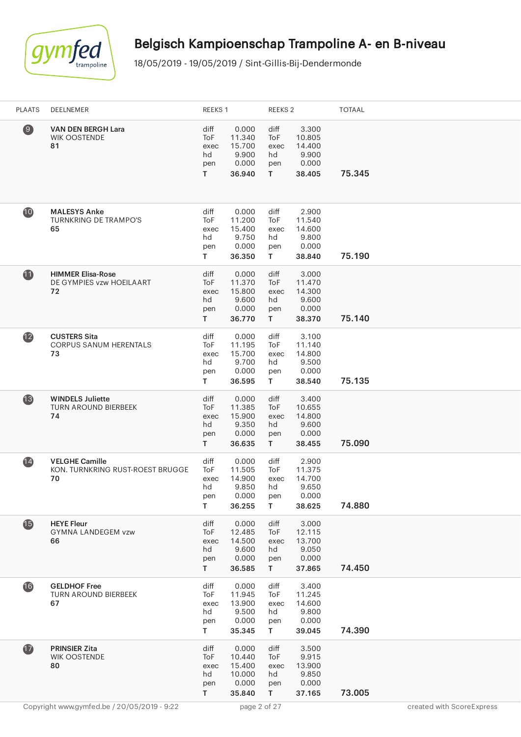# Belgisch Kampioenschap Trampoline A- en B-niveau

18/05/2019 - 19/05/2019 / Sint-Gillis-Bij-Dendermonde

| PLAATS | DEELNEMER | REEKS 1 | | REEKS 2 | | TOTAAL |
|---|---|---|---|---|---|---|
| 9 | **VAN DEN BERGH Lara** | diff | 0.000 | diff | 3.300 | |
| | WIK OOSTENDE | ToF | 11.340 | ToF | 10.805 | |
| | **81** | exec | 15.700 | exec | 14.400 | |
| | | hd | 9.900 | hd | 9.900 | |
| | | pen | 0.000 | pen | 0.000 | |
| | | **T** | **36.940** | **T** | **38.405** | **75.345** |
| 10 | **MALESYS Anke** | diff | 0.000 | diff | 2.900 | |
| | TURNKRING DE TRAMPO'S | ToF | 11.200 | ToF | 11.540 | |
| | **65** | exec | 15.400 | exec | 14.600 | |
| | | hd | 9.750 | hd | 9.800 | |
| | | pen | 0.000 | pen | 0.000 | |
| | | **T** | **36.350** | **T** | **38.840** | **75.190** |
| 11 | **HIMMER Elisa-Rose** | diff | 0.000 | diff | 3.000 | |
| | DE GYMPIES vzw HOEILAART | ToF | 11.370 | ToF | 11.470 | |
| | **72** | exec | 15.800 | exec | 14.300 | |
| | | hd | 9.600 | hd | 9.600 | |
| | | pen | 0.000 | pen | 0.000 | |
| | | **T** | **36.770** | **T** | **38.370** | **75.140** |
| 12 | **CUSTERS Sita** | diff | 0.000 | diff | 3.100 | |
| | CORPUS SANUM HERENTALS | ToF | 11.195 | ToF | 11.140 | |
| | **73** | exec | 15.700 | exec | 14.800 | |
| | | hd | 9.700 | hd | 9.500 | |
| | | pen | 0.000 | pen | 0.000 | |
| | | **T** | **36.595** | **T** | **38.540** | **75.135** |
| 13 | **WINDELS Juliette** | diff | 0.000 | diff | 3.400 | |
| | TURN AROUND BIERBEEK | ToF | 11.385 | ToF | 10.655 | |
| | **74** | exec | 15.900 | exec | 14.800 | |
| | | hd | 9.350 | hd | 9.600 | |
| | | pen | 0.000 | pen | 0.000 | |
| | | **T** | **36.635** | **T** | **38.455** | **75.090** |
| 14 | **VELGHE Camille** | diff | 0.000 | diff | 2.900 | |
| | KON. TURNKRING RUST-ROEST BRUGGE | ToF | 11.505 | ToF | 11.375 | |
| | **70** | exec | 14.900 | exec | 14.700 | |
| | | hd | 9.850 | hd | 9.650 | |
| | | pen | 0.000 | pen | 0.000 | |
| | | **T** | **36.255** | **T** | **38.625** | **74.880** |
| 15 | **HEYE Fleur** | diff | 0.000 | diff | 3.000 | |
| | GYMNA LANDEGEM vzw | ToF | 12.485 | ToF | 12.115 | |
| | **66** | exec | 14.500 | exec | 13.700 | |
| | | hd | 9.600 | hd | 9.050 | |
| | | pen | 0.000 | pen | 0.000 | |
| | | **T** | **36.585** | **T** | **37.865** | **74.450** |
| 16 | **GELDHOF Free** | diff | 0.000 | diff | 3.400 | |
| | TURN AROUND BIERBEEK | ToF | 11.945 | ToF | 11.245 | |
| | **67** | exec | 13.900 | exec | 14.600 | |
| | | hd | 9.500 | hd | 9.800 | |
| | | pen | 0.000 | pen | 0.000 | |
| | | **T** | **35.345** | **T** | **39.045** | **74.390** |
| 17 | **PRINSIER Zita** | diff | 0.000 | diff | 3.500 | |
| | WIK OOSTENDE | ToF | 10.440 | ToF | 9.915 | |
| | **80** | exec | 15.400 | exec | 13.900 | |
| | | hd | 10.000 | hd | 9.850 | |
| | | pen | 0.000 | pen | 0.000 | |
| | | **T** | **35.840** | **T** | **37.165** | **73.005** |

Copyright www.gymfed.be / 20/05/2019 - 9:22 created with ScoreExpress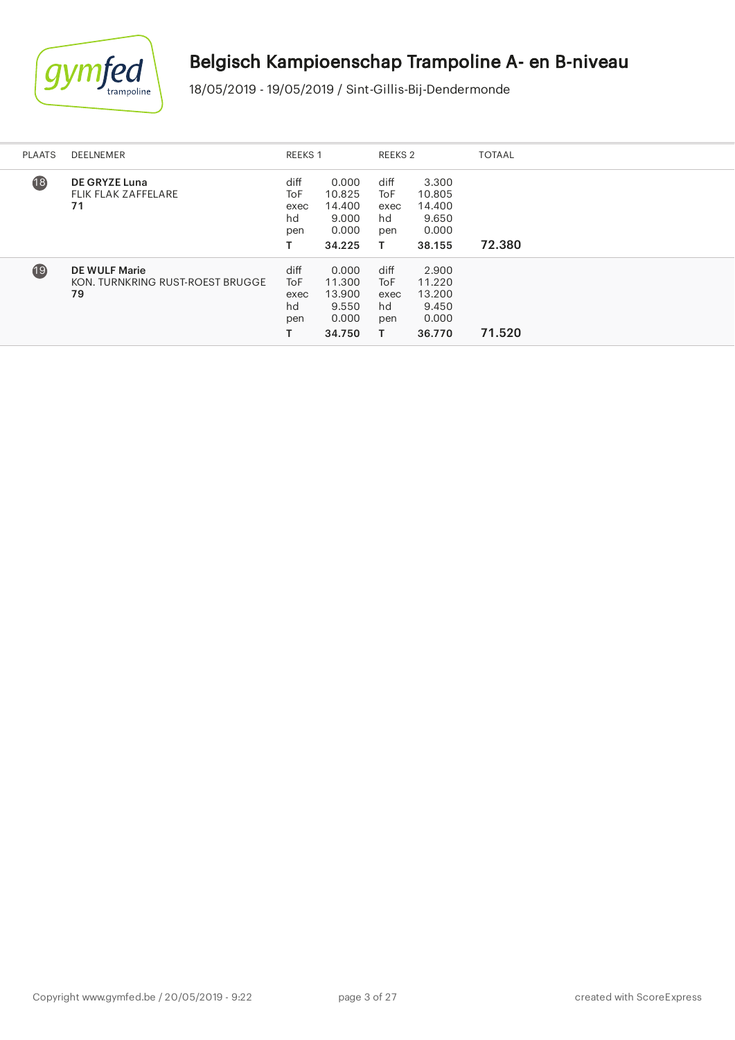# Belgisch Kampioenschap Trampoline A- en B-niveau

18/05/2019 - 19/05/2019 / Sint-Gillis-Bij-Dendermonde

| PLAATS | DEELNEMER | REEKS 1 | | REEKS 2 | | TOTAAL |
|---|---|---|---|---|---|---|
| 18 | **DE GRYZE Luna** | diff | 0.000 | diff | 3.300 | |
| | FLIK FLAK ZAFFELARE | ToF | 10.825 | ToF | 10.805 | |
| | **71** | exec | 14.400 | exec | 14.400 | |
| | | hd | 9.000 | hd | 9.650 | |
| | | pen | 0.000 | pen | 0.000 | |
| | | **T** | **34.225** | **T** | **38.155** | **72.380** |
| 19 | **DE WULF Marie** | diff | 0.000 | diff | 2.900 | |
| | KON. TURNKRING RUST-ROEST BRUGGE | ToF | 11.300 | ToF | 11.220 | |
| | **79** | exec | 13.900 | exec | 13.200 | |
| | | hd | 9.550 | hd | 9.450 | |
| | | pen | 0.000 | pen | 0.000 | |
| | | **T** | **34.750** | **T** | **36.770** | **71.520** |

Copyright www.gymfed.be / 20/05/2019 - 9:22

created with ScoreExpress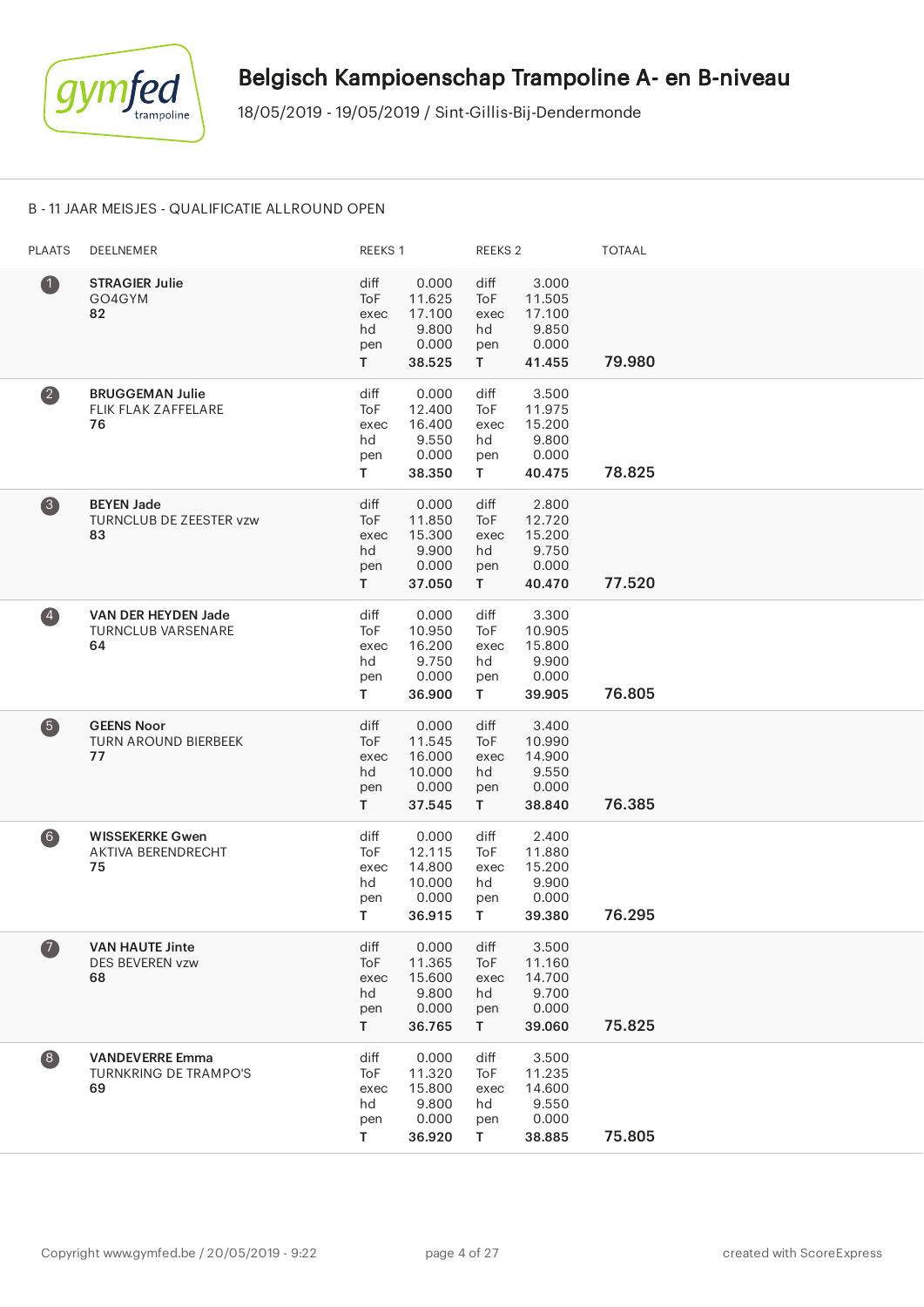# Belgisch Kampioenschap Trampoline A- en B-niveau

18/05/2019 - 19/05/2019 / Sint-Gillis-Bij-Dendermonde

## B - 11 JAAR MEISJES - QUALIFICATIE ALLROUND OPEN

| PLAATS | DEELNEMER | REEKS 1 | | REEKS 2 | | TOTAAL |
|---|---|---|---|---|---|---|
| 1 | **STRAGIER Julie**<br>GO4GYM<br>**82** | diff<br>ToF<br>exec<br>hd<br>pen<br>**T** | 0.000<br>11.625<br>17.100<br>9.800<br>0.000<br>**38.525** | diff<br>ToF<br>exec<br>hd<br>pen<br>**T** | 3.000<br>11.505<br>17.100<br>9.850<br>0.000<br>**41.455** | **79.980** |
| 2 | **BRUGGEMAN Julie**<br>FLIK FLAK ZAFFELARE<br>**76** | diff<br>ToF<br>exec<br>hd<br>pen<br>**T** | 0.000<br>12.400<br>16.400<br>9.550<br>0.000<br>**38.350** | diff<br>ToF<br>exec<br>hd<br>pen<br>**T** | 3.500<br>11.975<br>15.200<br>9.800<br>0.000<br>**40.475** | **78.825** |
| 3 | **BEYEN Jade**<br>TURNCLUB DE ZEESTER vzw<br>**83** | diff<br>ToF<br>exec<br>hd<br>pen<br>**T** | 0.000<br>11.850<br>15.300<br>9.900<br>0.000<br>**37.050** | diff<br>ToF<br>exec<br>hd<br>pen<br>**T** | 2.800<br>12.720<br>15.200<br>9.750<br>0.000<br>**40.470** | **77.520** |
| 4 | **VAN DER HEYDEN Jade**<br>TURNCLUB VARSENARE<br>**64** | diff<br>ToF<br>exec<br>hd<br>pen<br>**T** | 0.000<br>10.950<br>16.200<br>9.750<br>0.000<br>**36.900** | diff<br>ToF<br>exec<br>hd<br>pen<br>**T** | 3.300<br>10.905<br>15.800<br>9.900<br>0.000<br>**39.905** | **76.805** |
| 5 | **GEENS Noor**<br>TURN AROUND BIERBEEK<br>**77** | diff<br>ToF<br>exec<br>hd<br>pen<br>**T** | 0.000<br>11.545<br>16.000<br>10.000<br>0.000<br>**37.545** | diff<br>ToF<br>exec<br>hd<br>pen<br>**T** | 3.400<br>10.990<br>14.900<br>9.550<br>0.000<br>**38.840** | **76.385** |
| 6 | **WISSEKERKE Gwen**<br>AKTIVA BERENDRECHT<br>**75** | diff<br>ToF<br>exec<br>hd<br>pen<br>**T** | 0.000<br>12.115<br>14.800<br>10.000<br>0.000<br>**36.915** | diff<br>ToF<br>exec<br>hd<br>pen<br>**T** | 2.400<br>11.880<br>15.200<br>9.900<br>0.000<br>**39.380** | **76.295** |
| 7 | **VAN HAUTE Jinte**<br>DES BEVEREN vzw<br>**68** | diff<br>ToF<br>exec<br>hd<br>pen<br>**T** | 0.000<br>11.365<br>15.600<br>9.800<br>0.000<br>**36.765** | diff<br>ToF<br>exec<br>hd<br>pen<br>**T** | 3.500<br>11.160<br>14.700<br>9.700<br>0.000<br>**39.060** | **75.825** |
| 8 | **VANDEVERRE Emma**<br>TURNKRING DE TRAMPO'S<br>**69** | diff<br>ToF<br>exec<br>hd<br>pen<br>**T** | 0.000<br>11.320<br>15.800<br>9.800<br>0.000<br>**36.920** | diff<br>ToF<br>exec<br>hd<br>pen<br>**T** | 3.500<br>11.235<br>14.600<br>9.550<br>0.000<br>**38.885** | **75.805** |

Copyright www.gymfed.be / 20/05/2019 - 9:22 — created with ScoreExpress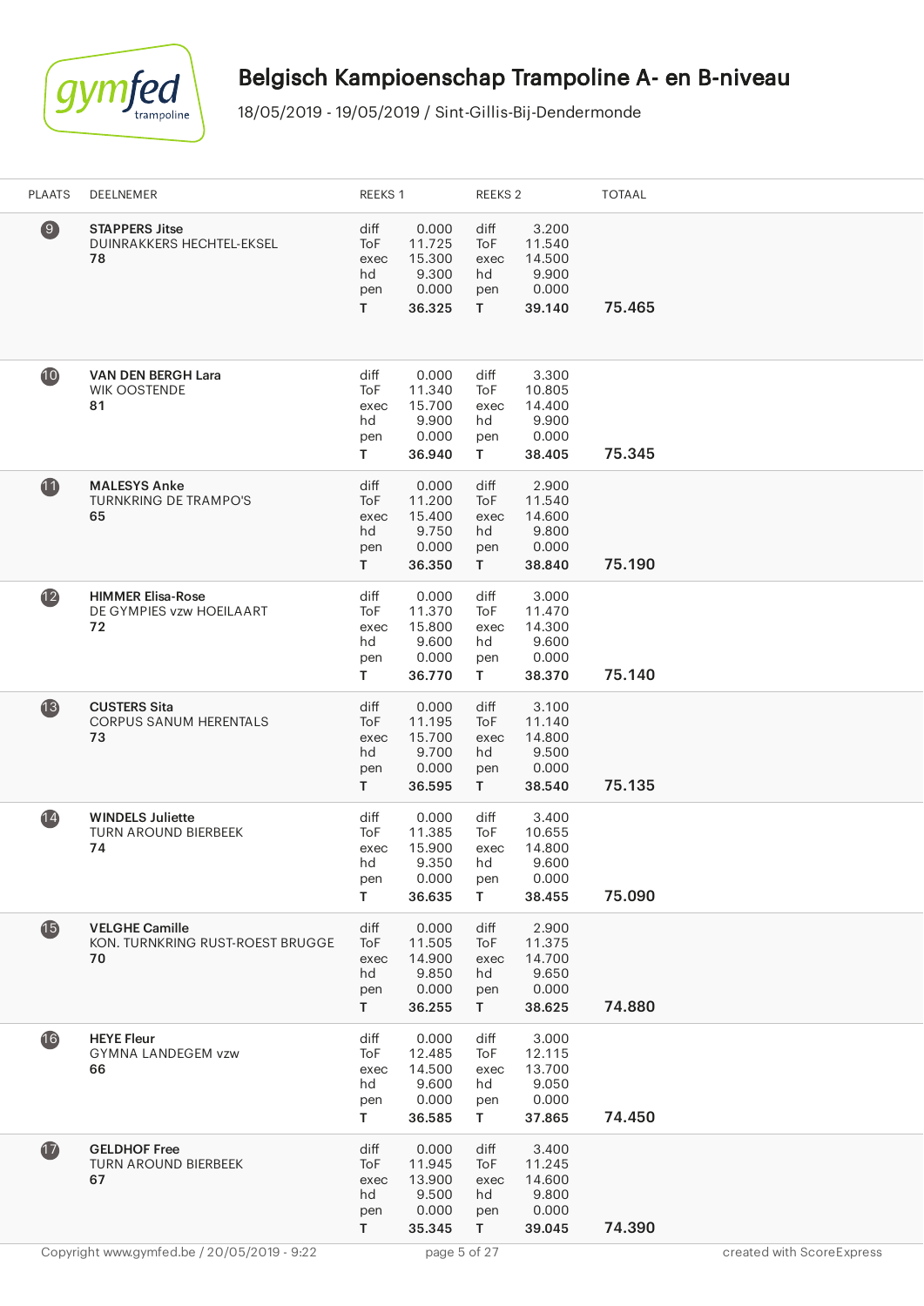# Belgisch Kampioenschap Trampoline A- en B-niveau

18/05/2019 - 19/05/2019 / Sint-Gillis-Bij-Dendermonde

| PLAATS | DEELNEMER | REEKS 1 | | REEKS 2 | | TOTAAL |
|---|---|---|---|---|---|---|
| 9 | **STAPPERS Jitse**<br>DUINRAKKERS HECHTEL-EKSEL<br>**78** | diff<br>ToF<br>exec<br>hd<br>pen<br>**T** | 0.000<br>11.725<br>15.300<br>9.300<br>0.000<br>**36.325** | diff<br>ToF<br>exec<br>hd<br>pen<br>**T** | 3.200<br>11.540<br>14.500<br>9.900<br>0.000<br>**39.140** | **75.465** |
| 10 | **VAN DEN BERGH Lara**<br>WIK OOSTENDE<br>**81** | diff<br>ToF<br>exec<br>hd<br>pen<br>**T** | 0.000<br>11.340<br>15.700<br>9.900<br>0.000<br>**36.940** | diff<br>ToF<br>exec<br>hd<br>pen<br>**T** | 3.300<br>10.805<br>14.400<br>9.900<br>0.000<br>**38.405** | **75.345** |
| 11 | **MALESYS Anke**<br>TURNKRING DE TRAMPO'S<br>**65** | diff<br>ToF<br>exec<br>hd<br>pen<br>**T** | 0.000<br>11.200<br>15.400<br>9.750<br>0.000<br>**36.350** | diff<br>ToF<br>exec<br>hd<br>pen<br>**T** | 2.900<br>11.540<br>14.600<br>9.800<br>0.000<br>**38.840** | **75.190** |
| 12 | **HIMMER Elisa-Rose**<br>DE GYMPIES vzw HOEILAART<br>**72** | diff<br>ToF<br>exec<br>hd<br>pen<br>**T** | 0.000<br>11.370<br>15.800<br>9.600<br>0.000<br>**36.770** | diff<br>ToF<br>exec<br>hd<br>pen<br>**T** | 3.000<br>11.470<br>14.300<br>9.600<br>0.000<br>**38.370** | **75.140** |
| 13 | **CUSTERS Sita**<br>CORPUS SANUM HERENTALS<br>**73** | diff<br>ToF<br>exec<br>hd<br>pen<br>**T** | 0.000<br>11.195<br>15.700<br>9.700<br>0.000<br>**36.595** | diff<br>ToF<br>exec<br>hd<br>pen<br>**T** | 3.100<br>11.140<br>14.800<br>9.500<br>0.000<br>**38.540** | **75.135** |
| 14 | **WINDELS Juliette**<br>TURN AROUND BIERBEEK<br>**74** | diff<br>ToF<br>exec<br>hd<br>pen<br>**T** | 0.000<br>11.385<br>15.900<br>9.350<br>0.000<br>**36.635** | diff<br>ToF<br>exec<br>hd<br>pen<br>**T** | 3.400<br>10.655<br>14.800<br>9.600<br>0.000<br>**38.455** | **75.090** |
| 15 | **VELGHE Camille**<br>KON. TURNKRING RUST-ROEST BRUGGE<br>**70** | diff<br>ToF<br>exec<br>hd<br>pen<br>**T** | 0.000<br>11.505<br>14.900<br>9.850<br>0.000<br>**36.255** | diff<br>ToF<br>exec<br>hd<br>pen<br>**T** | 2.900<br>11.375<br>14.700<br>9.650<br>0.000<br>**38.625** | **74.880** |
| 16 | **HEYE Fleur**<br>GYMNA LANDEGEM vzw<br>**66** | diff<br>ToF<br>exec<br>hd<br>pen<br>**T** | 0.000<br>12.485<br>14.500<br>9.600<br>0.000<br>**36.585** | diff<br>ToF<br>exec<br>hd<br>pen<br>**T** | 3.000<br>12.115<br>13.700<br>9.050<br>0.000<br>**37.865** | **74.450** |
| 17 | **GELDHOF Free**<br>TURN AROUND BIERBEEK<br>**67** | diff<br>ToF<br>exec<br>hd<br>pen<br>**T** | 0.000<br>11.945<br>13.900<br>9.500<br>0.000<br>**35.345** | diff<br>ToF<br>exec<br>hd<br>pen<br>**T** | 3.400<br>11.245<br>14.600<br>9.800<br>0.000<br>**39.045** | **74.390** |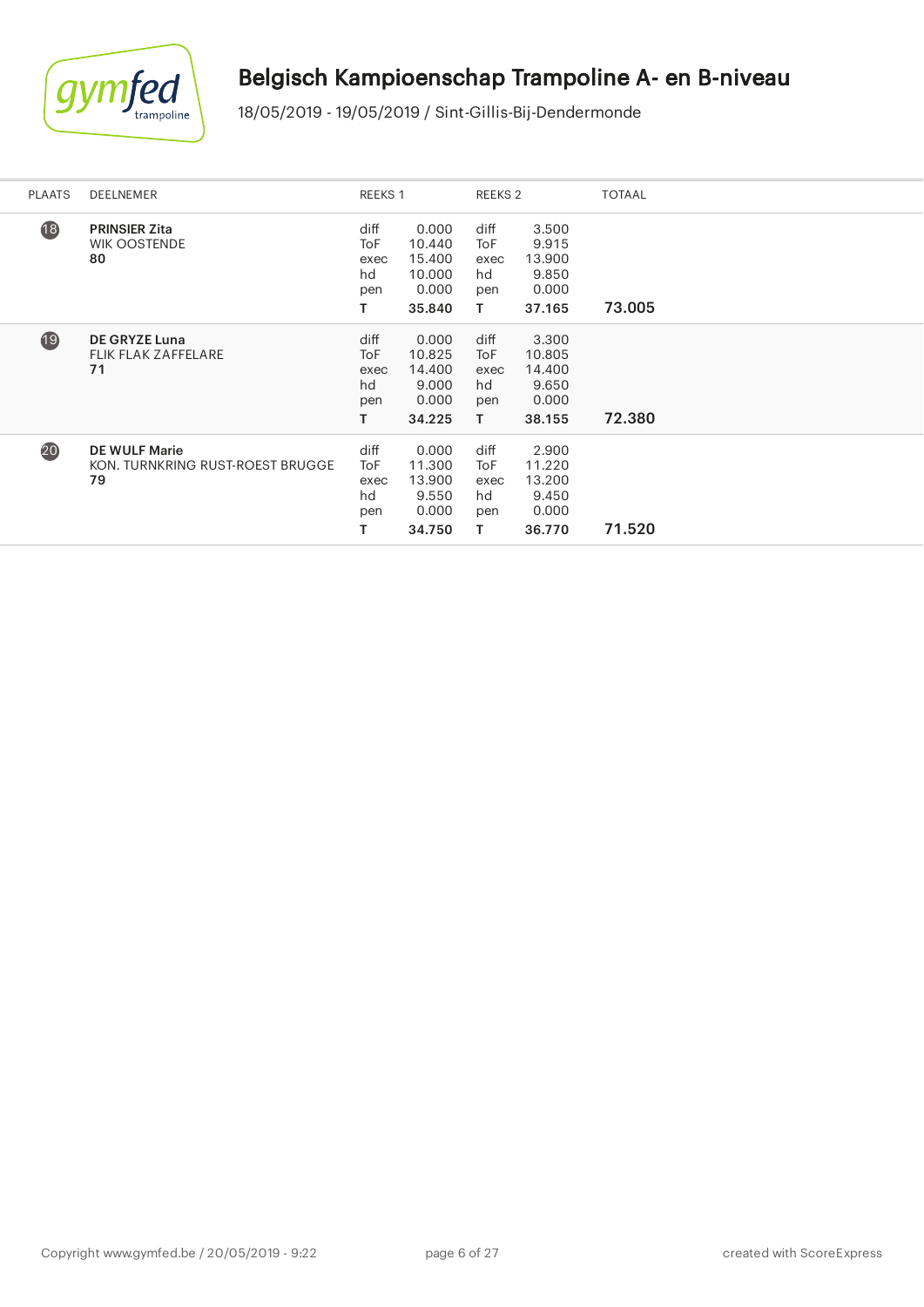# Belgisch Kampioenschap Trampoline A- en B-niveau

18/05/2019 - 19/05/2019 / Sint-Gillis-Bij-Dendermonde

| PLAATS | DEELNEMER | REEKS 1 | | REEKS 2 | | TOTAAL |
|---|---|---|---|---|---|---|
| 18 | **PRINSIER Zita**<br>WIK OOSTENDE<br>**80** | diff<br>ToF<br>exec<br>hd<br>pen<br>T | 0.000<br>10.440<br>15.400<br>10.000<br>0.000<br>**35.840** | diff<br>ToF<br>exec<br>hd<br>pen<br>T | 3.500<br>9.915<br>13.900<br>9.850<br>0.000<br>**37.165** | **73.005** |
| 19 | **DE GRYZE Luna**<br>FLIK FLAK ZAFFELARE<br>**71** | diff<br>ToF<br>exec<br>hd<br>pen<br>T | 0.000<br>10.825<br>14.400<br>9.000<br>0.000<br>**34.225** | diff<br>ToF<br>exec<br>hd<br>pen<br>T | 3.300<br>10.805<br>14.400<br>9.650<br>0.000<br>**38.155** | **72.380** |
| 20 | **DE WULF Marie**<br>KON. TURNKRING RUST-ROEST BRUGGE<br>**79** | diff<br>ToF<br>exec<br>hd<br>pen<br>T | 0.000<br>11.300<br>13.900<br>9.550<br>0.000<br>**34.750** | diff<br>ToF<br>exec<br>hd<br>pen<br>T | 2.900<br>11.220<br>13.200<br>9.450<br>0.000<br>**36.770** | **71.520** |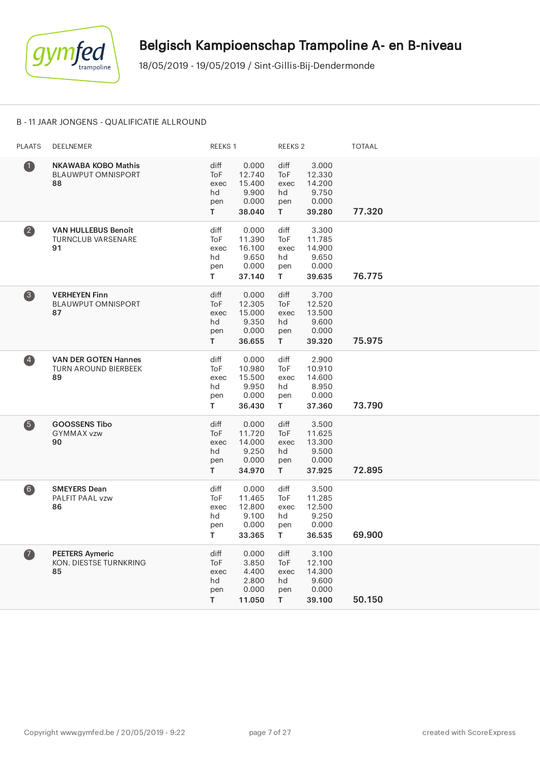# Belgisch Kampioenschap Trampoline A- en B-niveau

18/05/2019 - 19/05/2019 / Sint-Gillis-Bij-Dendermonde

## B - 11 JAAR JONGENS - QUALIFICATIE ALLROUND

| PLAATS | DEELNEMER | REEKS 1 | | REEKS 2 | | TOTAAL |
|---|---|---|---|---|---|---|
| 1 | **NKAWABA KOBO Mathis**<br>BLAUWPUT OMNISPORT<br>**88** | diff<br>ToF<br>exec<br>hd<br>pen<br>**T** | 0.000<br>12.740<br>15.400<br>9.900<br>0.000<br>**38.040** | diff<br>ToF<br>exec<br>hd<br>pen<br>**T** | 3.000<br>12.330<br>14.200<br>9.750<br>0.000<br>**39.280** | **77.320** |
| 2 | **VAN HULLEBUS Benoît**<br>TURNCLUB VARSENARE<br>**91** | diff<br>ToF<br>exec<br>hd<br>pen<br>**T** | 0.000<br>11.390<br>16.100<br>9.650<br>0.000<br>**37.140** | diff<br>ToF<br>exec<br>hd<br>pen<br>**T** | 3.300<br>11.785<br>14.900<br>9.650<br>0.000<br>**39.635** | **76.775** |
| 3 | **VERHEYEN Finn**<br>BLAUWPUT OMNISPORT<br>**87** | diff<br>ToF<br>exec<br>hd<br>pen<br>**T** | 0.000<br>12.305<br>15.000<br>9.350<br>0.000<br>**36.655** | diff<br>ToF<br>exec<br>hd<br>pen<br>**T** | 3.700<br>12.520<br>13.500<br>9.600<br>0.000<br>**39.320** | **75.975** |
| 4 | **VAN DER GOTEN Hannes**<br>TURN AROUND BIERBEEK<br>**89** | diff<br>ToF<br>exec<br>hd<br>pen<br>**T** | 0.000<br>10.980<br>15.500<br>9.950<br>0.000<br>**36.430** | diff<br>ToF<br>exec<br>hd<br>pen<br>**T** | 2.900<br>10.910<br>14.600<br>8.950<br>0.000<br>**37.360** | **73.790** |
| 5 | **GOOSSENS Tibo**<br>GYMMAX vzw<br>**90** | diff<br>ToF<br>exec<br>hd<br>pen<br>**T** | 0.000<br>11.720<br>14.000<br>9.250<br>0.000<br>**34.970** | diff<br>ToF<br>exec<br>hd<br>pen<br>**T** | 3.500<br>11.625<br>13.300<br>9.500<br>0.000<br>**37.925** | **72.895** |
| 6 | **SMEYERS Dean**<br>PALFIT PAAL vzw<br>**86** | diff<br>ToF<br>exec<br>hd<br>pen<br>**T** | 0.000<br>11.465<br>12.800<br>9.100<br>0.000<br>**33.365** | diff<br>ToF<br>exec<br>hd<br>pen<br>**T** | 3.500<br>11.285<br>12.500<br>9.250<br>0.000<br>**36.535** | **69.900** |
| 7 | **PEETERS Aymeric**<br>KON. DIESTSE TURNKRING<br>**85** | diff<br>ToF<br>exec<br>hd<br>pen<br>**T** | 0.000<br>3.850<br>4.400<br>2.800<br>0.000<br>**11.050** | diff<br>ToF<br>exec<br>hd<br>pen<br>**T** | 3.100<br>12.100<br>14.300<br>9.600<br>0.000<br>**39.100** | **50.150** |

Copyright www.gymfed.be / 20/05/2019 - 9:22 created with ScoreExpress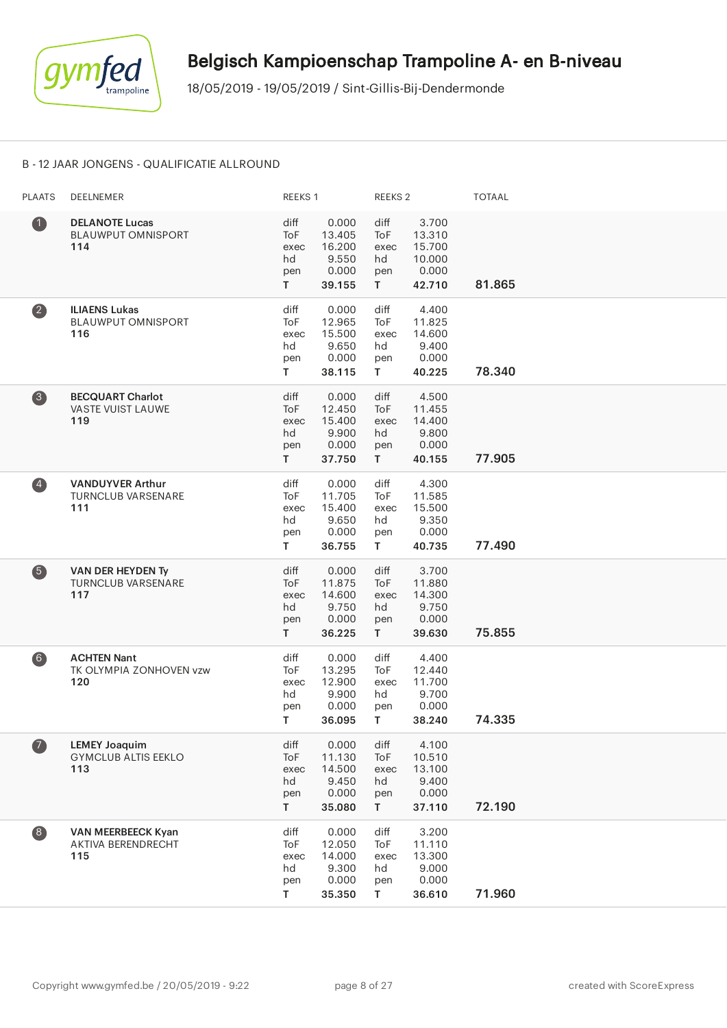# Belgisch Kampioenschap Trampoline A- en B-niveau

18/05/2019 - 19/05/2019 / Sint-Gillis-Bij-Dendermonde

## B - 12 JAAR JONGENS - QUALIFICATIE ALLROUND

| PLAATS | DEELNEMER | REEKS 1 | | REEKS 2 | | TOTAAL |
|---|---|---|---|---|---|---|
| 1 | **DELANOTE Lucas**<br>BLAUWPUT OMNISPORT<br>**114** | diff<br>ToF<br>exec<br>hd<br>pen<br>**T** | 0.000<br>13.405<br>16.200<br>9.550<br>0.000<br>**39.155** | diff<br>ToF<br>exec<br>hd<br>pen<br>**T** | 3.700<br>13.310<br>15.700<br>10.000<br>0.000<br>**42.710** | **81.865** |
| 2 | **ILIAENS Lukas**<br>BLAUWPUT OMNISPORT<br>**116** | diff<br>ToF<br>exec<br>hd<br>pen<br>**T** | 0.000<br>12.965<br>15.500<br>9.650<br>0.000<br>**38.115** | diff<br>ToF<br>exec<br>hd<br>pen<br>**T** | 4.400<br>11.825<br>14.600<br>9.400<br>0.000<br>**40.225** | **78.340** |
| 3 | **BECQUART Charlot**<br>VASTE VUIST LAUWE<br>**119** | diff<br>ToF<br>exec<br>hd<br>pen<br>**T** | 0.000<br>12.450<br>15.400<br>9.900<br>0.000<br>**37.750** | diff<br>ToF<br>exec<br>hd<br>pen<br>**T** | 4.500<br>11.455<br>14.400<br>9.800<br>0.000<br>**40.155** | **77.905** |
| 4 | **VANDUYVER Arthur**<br>TURNCLUB VARSENARE<br>**111** | diff<br>ToF<br>exec<br>hd<br>pen<br>**T** | 0.000<br>11.705<br>15.400<br>9.650<br>0.000<br>**36.755** | diff<br>ToF<br>exec<br>hd<br>pen<br>**T** | 4.300<br>11.585<br>15.500<br>9.350<br>0.000<br>**40.735** | **77.490** |
| 5 | **VAN DER HEYDEN Ty**<br>TURNCLUB VARSENARE<br>**117** | diff<br>ToF<br>exec<br>hd<br>pen<br>**T** | 0.000<br>11.875<br>14.600<br>9.750<br>0.000<br>**36.225** | diff<br>ToF<br>exec<br>hd<br>pen<br>**T** | 3.700<br>11.880<br>14.300<br>9.750<br>0.000<br>**39.630** | **75.855** |
| 6 | **ACHTEN Nant**<br>TK OLYMPIA ZONHOVEN vzw<br>**120** | diff<br>ToF<br>exec<br>hd<br>pen<br>**T** | 0.000<br>13.295<br>12.900<br>9.900<br>0.000<br>**36.095** | diff<br>ToF<br>exec<br>hd<br>pen<br>**T** | 4.400<br>12.440<br>11.700<br>9.700<br>0.000<br>**38.240** | **74.335** |
| 7 | **LEMEY Joaquim**<br>GYMCLUB ALTIS EEKLO<br>**113** | diff<br>ToF<br>exec<br>hd<br>pen<br>**T** | 0.000<br>11.130<br>14.500<br>9.450<br>0.000<br>**35.080** | diff<br>ToF<br>exec<br>hd<br>pen<br>**T** | 4.100<br>10.510<br>13.100<br>9.400<br>0.000<br>**37.110** | **72.190** |
| 8 | **VAN MEERBEECK Kyan**<br>AKTIVA BERENDRECHT<br>**115** | diff<br>ToF<br>exec<br>hd<br>pen<br>**T** | 0.000<br>12.050<br>14.000<br>9.300<br>0.000<br>**35.350** | diff<br>ToF<br>exec<br>hd<br>pen<br>**T** | 3.200<br>11.110<br>13.300<br>9.000<br>0.000<br>**36.610** | **71.960** |

Copyright www.gymfed.be / 20/05/2019 - 9:22 — created with ScoreExpress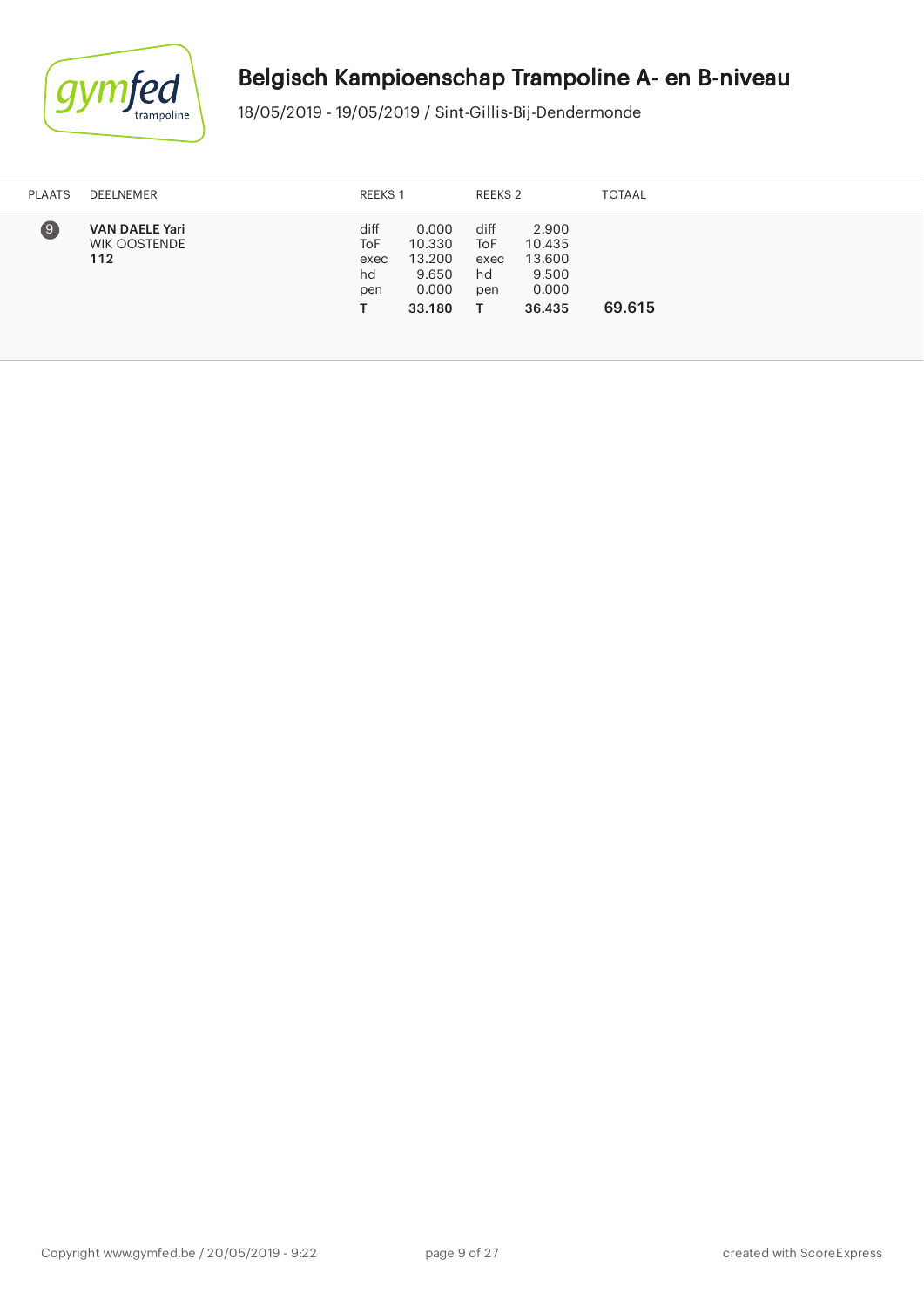# Belgisch Kampioenschap Trampoline A- en B-niveau

18/05/2019 - 19/05/2019 / Sint-Gillis-Bij-Dendermonde

| PLAATS | DEELNEMER | REEKS 1 | | REEKS 2 | | TOTAAL |
|---|---|---|---|---|---|---|
| 9 | **VAN DAELE Yari**<br>WIK OOSTENDE<br>**112** | diff<br>ToF<br>exec<br>hd<br>pen<br>**T** | 0.000<br>10.330<br>13.200<br>9.650<br>0.000<br>**33.180** | diff<br>ToF<br>exec<br>hd<br>pen<br>**T** | 2.900<br>10.435<br>13.600<br>9.500<br>0.000<br>**36.435** | 69.615 |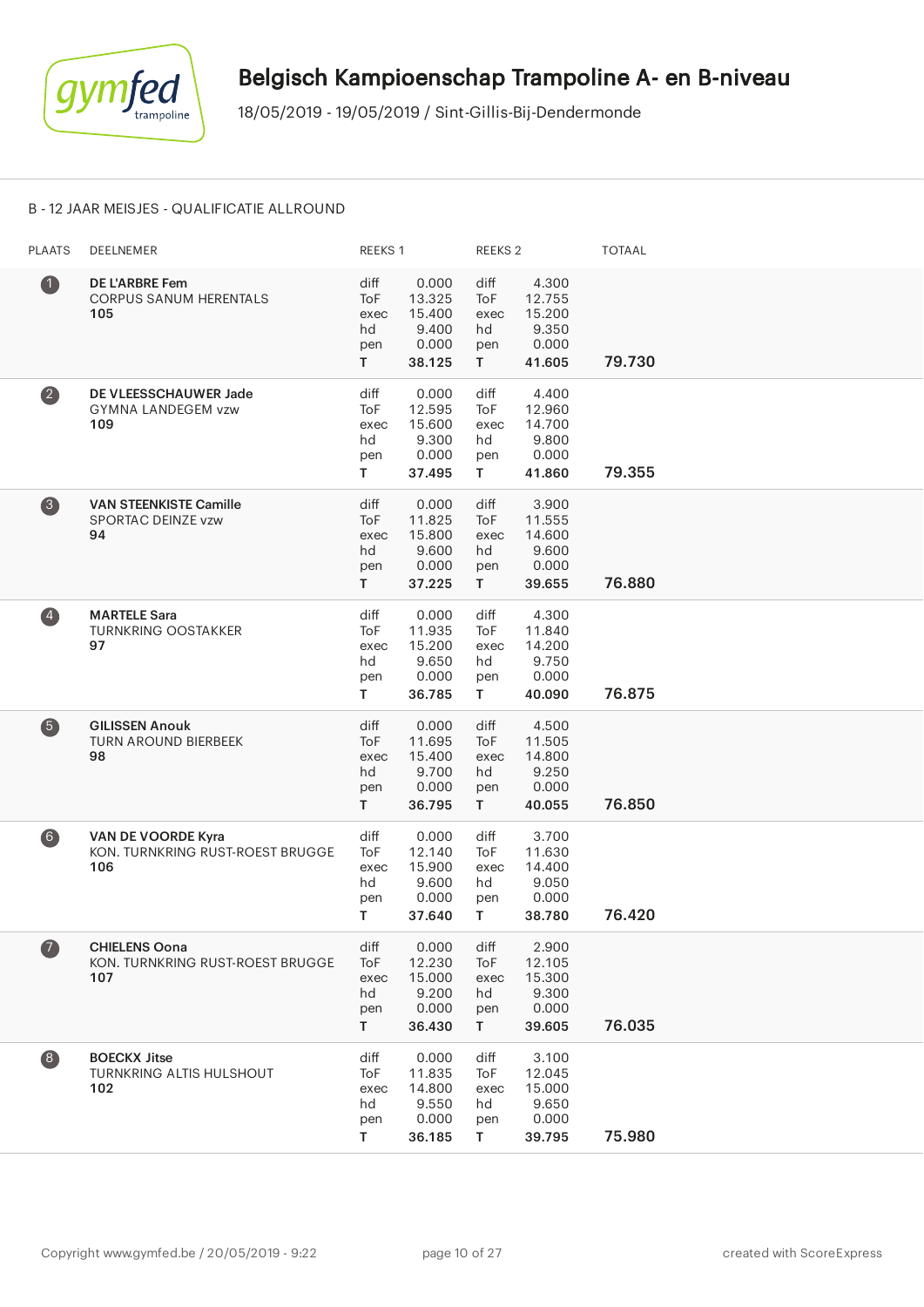# Belgisch Kampioenschap Trampoline A- en B-niveau

18/05/2019 - 19/05/2019 / Sint-Gillis-Bij-Dendermonde

## B - 12 JAAR MEISJES - QUALIFICATIE ALLROUND

| PLAATS | DEELNEMER | REEKS 1 | | REEKS 2 | | TOTAAL |
|---|---|---|---|---|---|---|
| 1 | **DE L'ARBRE Fem**<br>CORPUS SANUM HERENTALS<br>**105** | diff<br>ToF<br>exec<br>hd<br>pen<br>**T** | 0.000<br>13.325<br>15.400<br>9.400<br>0.000<br>**38.125** | diff<br>ToF<br>exec<br>hd<br>pen<br>**T** | 4.300<br>12.755<br>15.200<br>9.350<br>0.000<br>**41.605** | **79.730** |
| 2 | **DE VLEESSCHAUWER Jade**<br>GYMNA LANDEGEM vzw<br>**109** | diff<br>ToF<br>exec<br>hd<br>pen<br>**T** | 0.000<br>12.595<br>15.600<br>9.300<br>0.000<br>**37.495** | diff<br>ToF<br>exec<br>hd<br>pen<br>**T** | 4.400<br>12.960<br>14.700<br>9.800<br>0.000<br>**41.860** | **79.355** |
| 3 | **VAN STEENKISTE Camille**<br>SPORTAC DEINZE vzw<br>**94** | diff<br>ToF<br>exec<br>hd<br>pen<br>**T** | 0.000<br>11.825<br>15.800<br>9.600<br>0.000<br>**37.225** | diff<br>ToF<br>exec<br>hd<br>pen<br>**T** | 3.900<br>11.555<br>14.600<br>9.600<br>0.000<br>**39.655** | **76.880** |
| 4 | **MARTELE Sara**<br>TURNKRING OOSTAKKER<br>**97** | diff<br>ToF<br>exec<br>hd<br>pen<br>**T** | 0.000<br>11.935<br>15.200<br>9.650<br>0.000<br>**36.785** | diff<br>ToF<br>exec<br>hd<br>pen<br>**T** | 4.300<br>11.840<br>14.200<br>9.750<br>0.000<br>**40.090** | **76.875** |
| 5 | **GILISSEN Anouk**<br>TURN AROUND BIERBEEK<br>**98** | diff<br>ToF<br>exec<br>hd<br>pen<br>**T** | 0.000<br>11.695<br>15.400<br>9.700<br>0.000<br>**36.795** | diff<br>ToF<br>exec<br>hd<br>pen<br>**T** | 4.500<br>11.505<br>14.800<br>9.250<br>0.000<br>**40.055** | **76.850** |
| 6 | **VAN DE VOORDE Kyra**<br>KON. TURNKRING RUST-ROEST BRUGGE<br>**106** | diff<br>ToF<br>exec<br>hd<br>pen<br>**T** | 0.000<br>12.140<br>15.900<br>9.600<br>0.000<br>**37.640** | diff<br>ToF<br>exec<br>hd<br>pen<br>**T** | 3.700<br>11.630<br>14.400<br>9.050<br>0.000<br>**38.780** | **76.420** |
| 7 | **CHIELENS Oona**<br>KON. TURNKRING RUST-ROEST BRUGGE<br>**107** | diff<br>ToF<br>exec<br>hd<br>pen<br>**T** | 0.000<br>12.230<br>15.000<br>9.200<br>0.000<br>**36.430** | diff<br>ToF<br>exec<br>hd<br>pen<br>**T** | 2.900<br>12.105<br>15.300<br>9.300<br>0.000<br>**39.605** | **76.035** |
| 8 | **BOECKX Jitse**<br>TURNKRING ALTIS HULSHOUT<br>**102** | diff<br>ToF<br>exec<br>hd<br>pen<br>**T** | 0.000<br>11.835<br>14.800<br>9.550<br>0.000<br>**36.185** | diff<br>ToF<br>exec<br>hd<br>pen<br>**T** | 3.100<br>12.045<br>15.000<br>9.650<br>0.000<br>**39.795** | **75.980** |

Copyright www.gymfed.be / 20/05/2019 - 9:22 — created with ScoreExpress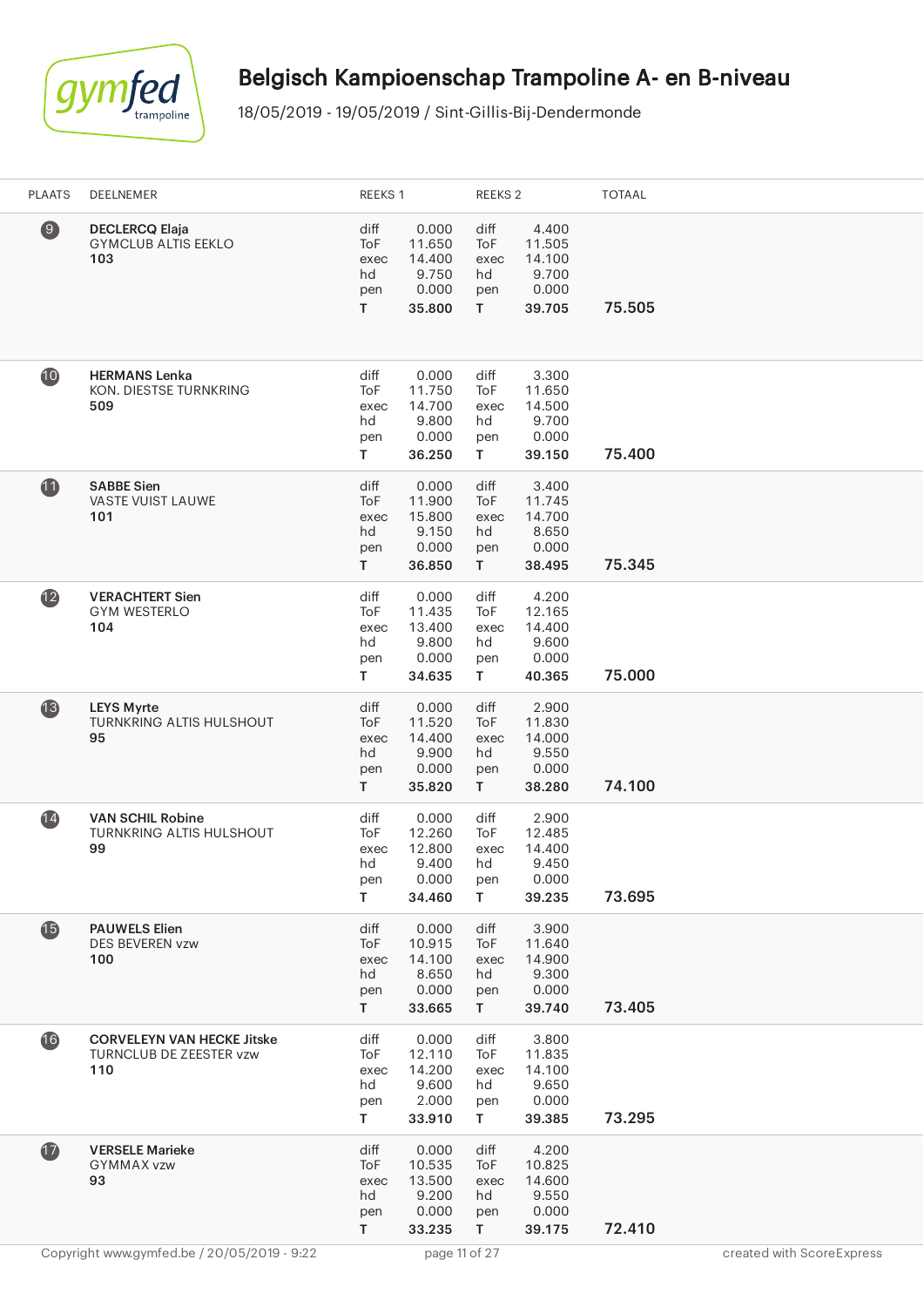# Belgisch Kampioenschap Trampoline A- en B-niveau

18/05/2019 - 19/05/2019 / Sint-Gillis-Bij-Dendermonde

| PLAATS | DEELNEMER | REEKS 1 | | REEKS 2 | | TOTAAL |
|---|---|---|---|---|---|---|
| 9 | **DECLERCQ Elaja**<br>GYMCLUB ALTIS EEKLO<br>**103** | diff<br>ToF<br>exec<br>hd<br>pen<br>**T** | 0.000<br>11.650<br>14.400<br>9.750<br>0.000<br>**35.800** | diff<br>ToF<br>exec<br>hd<br>pen<br>**T** | 4.400<br>11.505<br>14.100<br>9.700<br>0.000<br>**39.705** | **75.505** |
| 10 | **HERMANS Lenka**<br>KON. DIESTSE TURNKRING<br>**509** | diff<br>ToF<br>exec<br>hd<br>pen<br>**T** | 0.000<br>11.750<br>14.700<br>9.800<br>0.000<br>**36.250** | diff<br>ToF<br>exec<br>hd<br>pen<br>**T** | 3.300<br>11.650<br>14.500<br>9.700<br>0.000<br>**39.150** | **75.400** |
| 11 | **SABBE Sien**<br>VASTE VUIST LAUWE<br>**101** | diff<br>ToF<br>exec<br>hd<br>pen<br>**T** | 0.000<br>11.900<br>15.800<br>9.150<br>0.000<br>**36.850** | diff<br>ToF<br>exec<br>hd<br>pen<br>**T** | 3.400<br>11.745<br>14.700<br>8.650<br>0.000<br>**38.495** | **75.345** |
| 12 | **VERACHTERT Sien**<br>GYM WESTERLO<br>**104** | diff<br>ToF<br>exec<br>hd<br>pen<br>**T** | 0.000<br>11.435<br>13.400<br>9.800<br>0.000<br>**34.635** | diff<br>ToF<br>exec<br>hd<br>pen<br>**T** | 4.200<br>12.165<br>14.400<br>9.600<br>0.000<br>**40.365** | **75.000** |
| 13 | **LEYS Myrte**<br>TURNKRING ALTIS HULSHOUT<br>**95** | diff<br>ToF<br>exec<br>hd<br>pen<br>**T** | 0.000<br>11.520<br>14.400<br>9.900<br>0.000<br>**35.820** | diff<br>ToF<br>exec<br>hd<br>pen<br>**T** | 2.900<br>11.830<br>14.000<br>9.550<br>0.000<br>**38.280** | **74.100** |
| 14 | **VAN SCHIL Robine**<br>TURNKRING ALTIS HULSHOUT<br>**99** | diff<br>ToF<br>exec<br>hd<br>pen<br>**T** | 0.000<br>12.260<br>12.800<br>9.400<br>0.000<br>**34.460** | diff<br>ToF<br>exec<br>hd<br>pen<br>**T** | 2.900<br>12.485<br>14.400<br>9.450<br>0.000<br>**39.235** | **73.695** |
| 15 | **PAUWELS Elien**<br>DES BEVEREN vzw<br>**100** | diff<br>ToF<br>exec<br>hd<br>pen<br>**T** | 0.000<br>10.915<br>14.100<br>8.650<br>0.000<br>**33.665** | diff<br>ToF<br>exec<br>hd<br>pen<br>**T** | 3.900<br>11.640<br>14.900<br>9.300<br>0.000<br>**39.740** | **73.405** |
| 16 | **CORVELEYN VAN HECKE Jitske**<br>TURNCLUB DE ZEESTER vzw<br>**110** | diff<br>ToF<br>exec<br>hd<br>pen<br>**T** | 0.000<br>12.110<br>14.200<br>9.600<br>2.000<br>**33.910** | diff<br>ToF<br>exec<br>hd<br>pen<br>**T** | 3.800<br>11.835<br>14.100<br>9.650<br>0.000<br>**39.385** | **73.295** |
| 17 | **VERSELE Marieke**<br>GYMMAX vzw<br>**93** | diff<br>ToF<br>exec<br>hd<br>pen<br>**T** | 0.000<br>10.535<br>13.500<br>9.200<br>0.000<br>**33.235** | diff<br>ToF<br>exec<br>hd<br>pen<br>**T** | 4.200<br>10.825<br>14.600<br>9.550<br>0.000<br>**39.175** | **72.410** |

Copyright www.gymfed.be / 20/05/2019 - 9:22 — created with ScoreExpress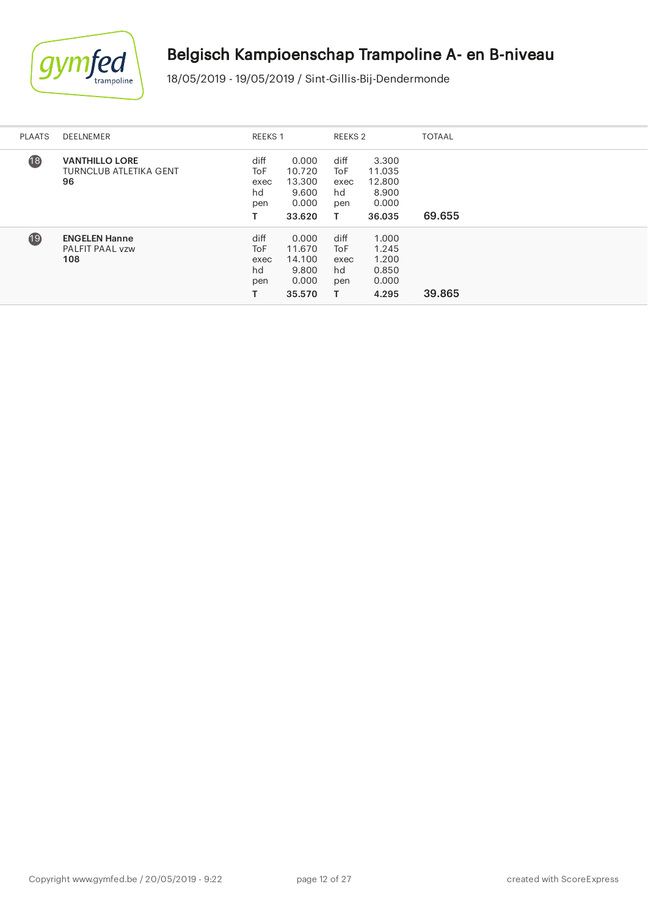# Belgisch Kampioenschap Trampoline A- en B-niveau

18/05/2019 - 19/05/2019 / Sint-Gillis-Bij-Dendermonde

| PLAATS | DEELNEMER | REEKS 1 | | REEKS 2 | | TOTAAL |
|---|---|---|---|---|---|---|
| 18 | **VANTHILLO LORE**<br>TURNCLUB ATLETIKA GENT<br>**96** | diff<br>ToF<br>exec<br>hd<br>pen<br>**T** | 0.000<br>10.720<br>13.300<br>9.600<br>0.000<br>**33.620** | diff<br>ToF<br>exec<br>hd<br>pen<br>**T** | 3.300<br>11.035<br>12.800<br>8.900<br>0.000<br>**36.035** | 69.655 |
| 19 | **ENGELEN Hanne**<br>PALFIT PAAL vzw<br>**108** | diff<br>ToF<br>exec<br>hd<br>pen<br>**T** | 0.000<br>11.670<br>14.100<br>9.800<br>0.000<br>**35.570** | diff<br>ToF<br>exec<br>hd<br>pen<br>**T** | 1.000<br>1.245<br>1.200<br>0.850<br>0.000<br>**4.295** | 39.865 |

Copyright www.gymfed.be / 20/05/2019 - 9:22

created with ScoreExpress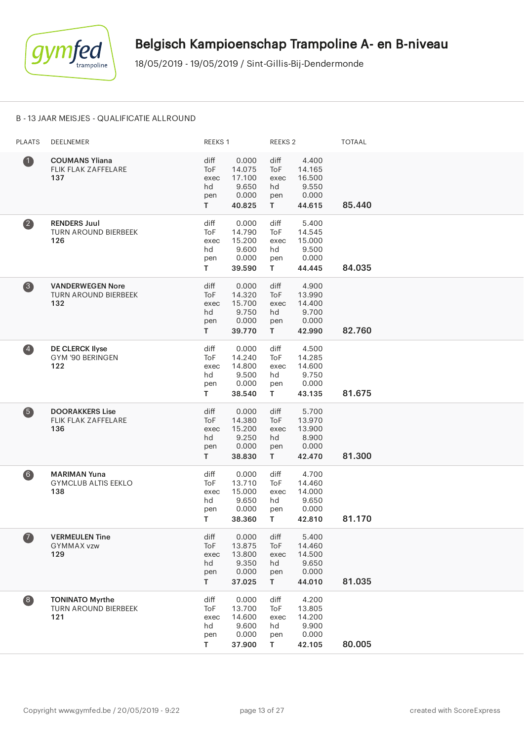# Belgisch Kampioenschap Trampoline A- en B-niveau

18/05/2019 - 19/05/2019 / Sint-Gillis-Bij-Dendermonde

## B - 13 JAAR MEISJES - QUALIFICATIE ALLROUND

| PLAATS | DEELNEMER | REEKS 1 | | REEKS 2 | | TOTAAL |
|---|---|---|---|---|---|---|
| 1 | **COUMANS Yliana**<br>FLIK FLAK ZAFFELARE<br>**137** | diff<br>ToF<br>exec<br>hd<br>pen<br>**T** | 0.000<br>14.075<br>17.100<br>9.650<br>0.000<br>**40.825** | diff<br>ToF<br>exec<br>hd<br>pen<br>**T** | 4.400<br>14.165<br>16.500<br>9.550<br>0.000<br>**44.615** | **85.440** |
| 2 | **RENDERS Juul**<br>TURN AROUND BIERBEEK<br>**126** | diff<br>ToF<br>exec<br>hd<br>pen<br>**T** | 0.000<br>14.790<br>15.200<br>9.600<br>0.000<br>**39.590** | diff<br>ToF<br>exec<br>hd<br>pen<br>**T** | 5.400<br>14.545<br>15.000<br>9.500<br>0.000<br>**44.445** | **84.035** |
| 3 | **VANDERWEGEN Nore**<br>TURN AROUND BIERBEEK<br>**132** | diff<br>ToF<br>exec<br>hd<br>pen<br>**T** | 0.000<br>14.320<br>15.700<br>9.750<br>0.000<br>**39.770** | diff<br>ToF<br>exec<br>hd<br>pen<br>**T** | 4.900<br>13.990<br>14.400<br>9.700<br>0.000<br>**42.990** | **82.760** |
| 4 | **DE CLERCK Ilyse**<br>GYM '90 BERINGEN<br>**122** | diff<br>ToF<br>exec<br>hd<br>pen<br>**T** | 0.000<br>14.240<br>14.800<br>9.500<br>0.000<br>**38.540** | diff<br>ToF<br>exec<br>hd<br>pen<br>**T** | 4.500<br>14.285<br>14.600<br>9.750<br>0.000<br>**43.135** | **81.675** |
| 5 | **DOORAKKERS Lise**<br>FLIK FLAK ZAFFELARE<br>**136** | diff<br>ToF<br>exec<br>hd<br>pen<br>**T** | 0.000<br>14.380<br>15.200<br>9.250<br>0.000<br>**38.830** | diff<br>ToF<br>exec<br>hd<br>pen<br>**T** | 5.700<br>13.970<br>13.900<br>8.900<br>0.000<br>**42.470** | **81.300** |
| 6 | **MARIMAN Yuna**<br>GYMCLUB ALTIS EEKLO<br>**138** | diff<br>ToF<br>exec<br>hd<br>pen<br>**T** | 0.000<br>13.710<br>15.000<br>9.650<br>0.000<br>**38.360** | diff<br>ToF<br>exec<br>hd<br>pen<br>**T** | 4.700<br>14.460<br>14.000<br>9.650<br>0.000<br>**42.810** | **81.170** |
| 7 | **VERMEULEN Tine**<br>GYMMAX vzw<br>**129** | diff<br>ToF<br>exec<br>hd<br>pen<br>**T** | 0.000<br>13.875<br>13.800<br>9.350<br>0.000<br>**37.025** | diff<br>ToF<br>exec<br>hd<br>pen<br>**T** | 5.400<br>14.460<br>14.500<br>9.650<br>0.000<br>**44.010** | **81.035** |
| 8 | **TONINATO Myrthe**<br>TURN AROUND BIERBEEK<br>**121** | diff<br>ToF<br>exec<br>hd<br>pen<br>**T** | 0.000<br>13.700<br>14.600<br>9.600<br>0.000<br>**37.900** | diff<br>ToF<br>exec<br>hd<br>pen<br>**T** | 4.200<br>13.805<br>14.200<br>9.900<br>0.000<br>**42.105** | **80.005** |

Copyright www.gymfed.be / 20/05/2019 - 9:22

created with ScoreExpress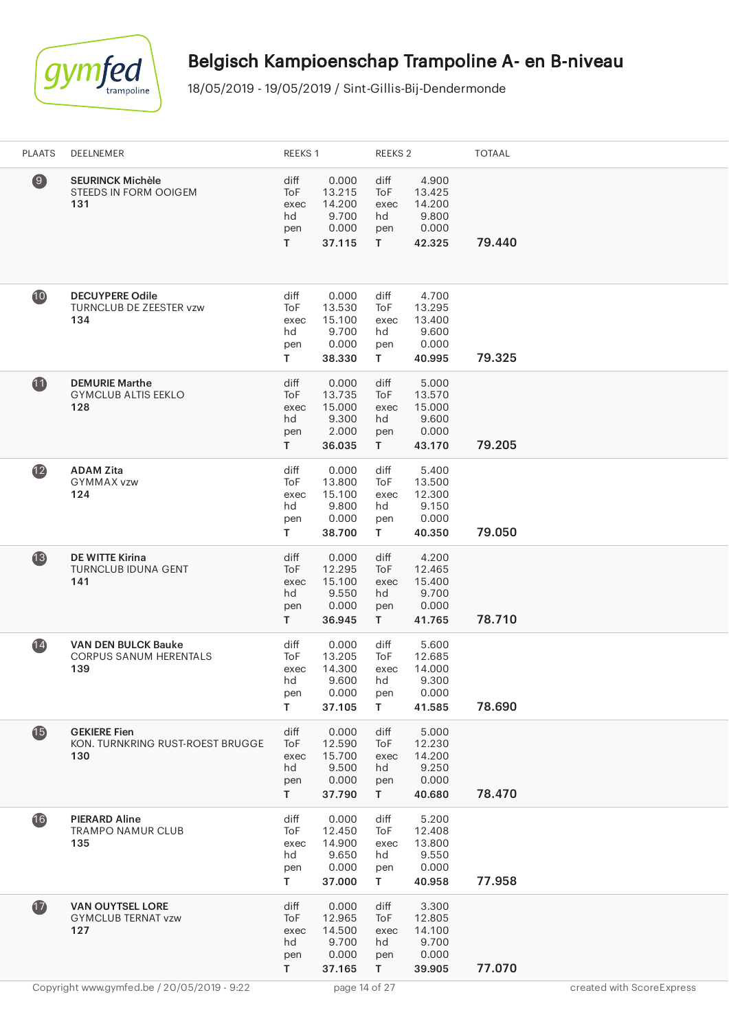# Belgisch Kampioenschap Trampoline A- en B-niveau

18/05/2019 - 19/05/2019 / Sint-Gillis-Bij-Dendermonde

| PLAATS | DEELNEMER | REEKS 1 | | REEKS 2 | | TOTAAL |
|---|---|---|---|---|---|---|
| 9 | **SEURINCK Michèle**<br>STEEDS IN FORM OOIGEM<br>**131** | diff<br>ToF<br>exec<br>hd<br>pen<br>**T** | 0.000<br>13.215<br>14.200<br>9.700<br>0.000<br>**37.115** | diff<br>ToF<br>exec<br>hd<br>pen<br>**T** | 4.900<br>13.425<br>14.200<br>9.800<br>0.000<br>**42.325** | **79.440** |
| 10 | **DECUYPERE Odile**<br>TURNCLUB DE ZEESTER vzw<br>**134** | diff<br>ToF<br>exec<br>hd<br>pen<br>**T** | 0.000<br>13.530<br>15.100<br>9.700<br>0.000<br>**38.330** | diff<br>ToF<br>exec<br>hd<br>pen<br>**T** | 4.700<br>13.295<br>13.400<br>9.600<br>0.000<br>**40.995** | **79.325** |
| 11 | **DEMURIE Marthe**<br>GYMCLUB ALTIS EEKLO<br>**128** | diff<br>ToF<br>exec<br>hd<br>pen<br>**T** | 0.000<br>13.735<br>15.000<br>9.300<br>2.000<br>**36.035** | diff<br>ToF<br>exec<br>hd<br>pen<br>**T** | 5.000<br>13.570<br>15.000<br>9.600<br>0.000<br>**43.170** | **79.205** |
| 12 | **ADAM Zita**<br>GYMMAX vzw<br>**124** | diff<br>ToF<br>exec<br>hd<br>pen<br>**T** | 0.000<br>13.800<br>15.100<br>9.800<br>0.000<br>**38.700** | diff<br>ToF<br>exec<br>hd<br>pen<br>**T** | 5.400<br>13.500<br>12.300<br>9.150<br>0.000<br>**40.350** | **79.050** |
| 13 | **DE WITTE Kirina**<br>TURNCLUB IDUNA GENT<br>**141** | diff<br>ToF<br>exec<br>hd<br>pen<br>**T** | 0.000<br>12.295<br>15.100<br>9.550<br>0.000<br>**36.945** | diff<br>ToF<br>exec<br>hd<br>pen<br>**T** | 4.200<br>12.465<br>15.400<br>9.700<br>0.000<br>**41.765** | **78.710** |
| 14 | **VAN DEN BULCK Bauke**<br>CORPUS SANUM HERENTALS<br>**139** | diff<br>ToF<br>exec<br>hd<br>pen<br>**T** | 0.000<br>13.205<br>14.300<br>9.600<br>0.000<br>**37.105** | diff<br>ToF<br>exec<br>hd<br>pen<br>**T** | 5.600<br>12.685<br>14.000<br>9.300<br>0.000<br>**41.585** | **78.690** |
| 15 | **GEKIERE Fien**<br>KON. TURNKRING RUST-ROEST BRUGGE<br>**130** | diff<br>ToF<br>exec<br>hd<br>pen<br>**T** | 0.000<br>12.590<br>15.700<br>9.500<br>0.000<br>**37.790** | diff<br>ToF<br>exec<br>hd<br>pen<br>**T** | 5.000<br>12.230<br>14.200<br>9.250<br>0.000<br>**40.680** | **78.470** |
| 16 | **PIERARD Aline**<br>TRAMPO NAMUR CLUB<br>**135** | diff<br>ToF<br>exec<br>hd<br>pen<br>**T** | 0.000<br>12.450<br>14.900<br>9.650<br>0.000<br>**37.000** | diff<br>ToF<br>exec<br>hd<br>pen<br>**T** | 5.200<br>12.408<br>13.800<br>9.550<br>0.000<br>**40.958** | **77.958** |
| 17 | **VAN OUYTSEL LORE**<br>GYMCLUB TERNAT vzw<br>**127** | diff<br>ToF<br>exec<br>hd<br>pen<br>**T** | 0.000<br>12.965<br>14.500<br>9.700<br>0.000<br>**37.165** | diff<br>ToF<br>exec<br>hd<br>pen<br>**T** | 3.300<br>12.805<br>14.100<br>9.700<br>0.000<br>**39.905** | **77.070** |

Copyright www.gymfed.be / 20/05/2019 - 9:22 — created with ScoreExpress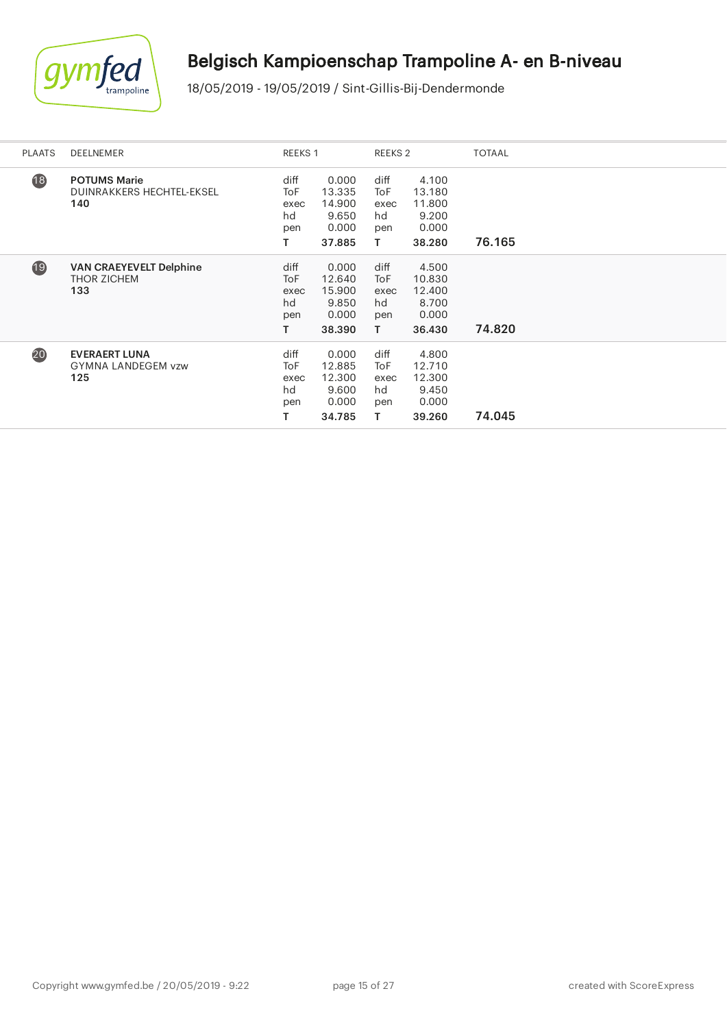# Belgisch Kampioenschap Trampoline A- en B-niveau

18/05/2019 - 19/05/2019 / Sint-Gillis-Bij-Dendermonde

| PLAATS | DEELNEMER | REEKS 1 | | REEKS 2 | | TOTAAL |
|---|---|---|---|---|---|---|
| 18 | **POTUMS Marie**<br>DUINRAKKERS HECHTEL-EKSEL<br>**140** | diff<br>ToF<br>exec<br>hd<br>pen<br>**T** | 0.000<br>13.335<br>14.900<br>9.650<br>0.000<br>**37.885** | diff<br>ToF<br>exec<br>hd<br>pen<br>**T** | 4.100<br>13.180<br>11.800<br>9.200<br>0.000<br>**38.280** | **76.165** |
| 19 | **VAN CRAEYEVELT Delphine**<br>THOR ZICHEM<br>**133** | diff<br>ToF<br>exec<br>hd<br>pen<br>**T** | 0.000<br>12.640<br>15.900<br>9.850<br>0.000<br>**38.390** | diff<br>ToF<br>exec<br>hd<br>pen<br>**T** | 4.500<br>10.830<br>12.400<br>8.700<br>0.000<br>**36.430** | **74.820** |
| 20 | **EVERAERT LUNA**<br>GYMNA LANDEGEM vzw<br>**125** | diff<br>ToF<br>exec<br>hd<br>pen<br>**T** | 0.000<br>12.885<br>12.300<br>9.600<br>0.000<br>**34.785** | diff<br>ToF<br>exec<br>hd<br>pen<br>**T** | 4.800<br>12.710<br>12.300<br>9.450<br>0.000<br>**39.260** | **74.045** |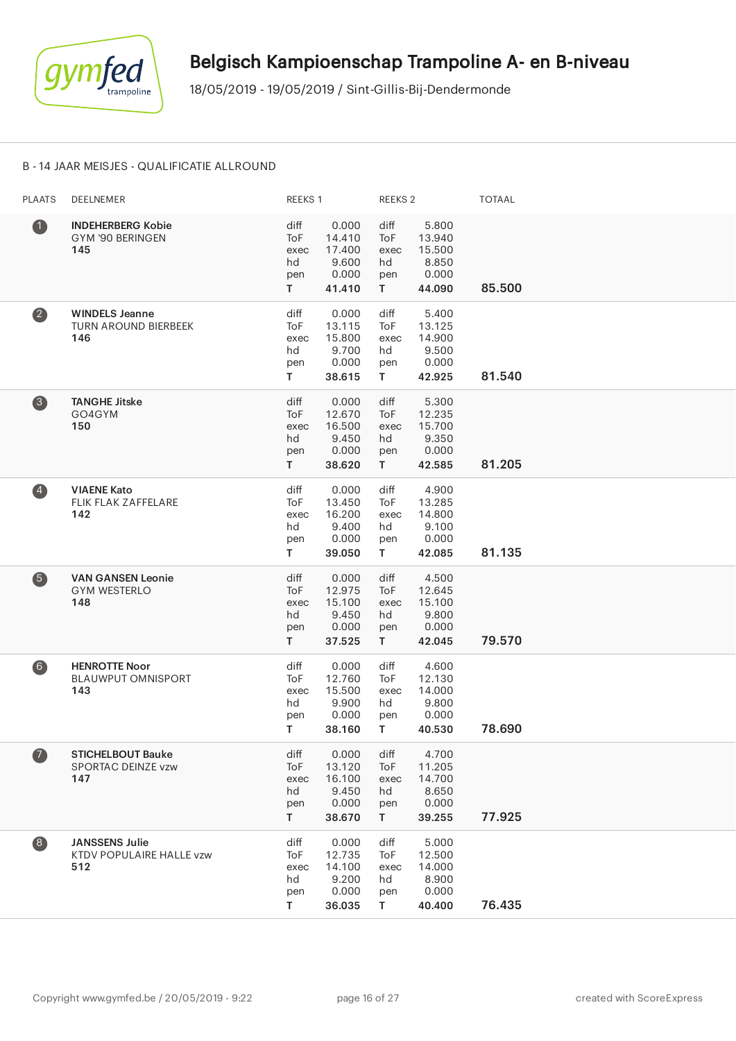# Belgisch Kampioenschap Trampoline A- en B-niveau

18/05/2019 - 19/05/2019 / Sint-Gillis-Bij-Dendermonde

B - 14 JAAR MEISJES - QUALIFICATIE ALLROUND

| PLAATS | DEELNEMER | REEKS 1 | | REEKS 2 | | TOTAAL |
|---|---|---|---|---|---|---|
| 1 | **INDEHERBERG Kobie**<br>GYM '90 BERINGEN<br>**145** | diff<br>ToF<br>exec<br>hd<br>pen<br>**T** | 0.000<br>14.410<br>17.400<br>9.600<br>0.000<br>**41.410** | diff<br>ToF<br>exec<br>hd<br>pen<br>**T** | 5.800<br>13.940<br>15.500<br>8.850<br>0.000<br>**44.090** | **85.500** |
| 2 | **WINDELS Jeanne**<br>TURN AROUND BIERBEEK<br>**146** | diff<br>ToF<br>exec<br>hd<br>pen<br>**T** | 0.000<br>13.115<br>15.800<br>9.700<br>0.000<br>**38.615** | diff<br>ToF<br>exec<br>hd<br>pen<br>**T** | 5.400<br>13.125<br>14.900<br>9.500<br>0.000<br>**42.925** | **81.540** |
| 3 | **TANGHE Jitske**<br>GO4GYM<br>**150** | diff<br>ToF<br>exec<br>hd<br>pen<br>**T** | 0.000<br>12.670<br>16.500<br>9.450<br>0.000<br>**38.620** | diff<br>ToF<br>exec<br>hd<br>pen<br>**T** | 5.300<br>12.235<br>15.700<br>9.350<br>0.000<br>**42.585** | **81.205** |
| 4 | **VIAENE Kato**<br>FLIK FLAK ZAFFELARE<br>**142** | diff<br>ToF<br>exec<br>hd<br>pen<br>**T** | 0.000<br>13.450<br>16.200<br>9.400<br>0.000<br>**39.050** | diff<br>ToF<br>exec<br>hd<br>pen<br>**T** | 4.900<br>13.285<br>14.800<br>9.100<br>0.000<br>**42.085** | **81.135** |
| 5 | **VAN GANSEN Leonie**<br>GYM WESTERLO<br>**148** | diff<br>ToF<br>exec<br>hd<br>pen<br>**T** | 0.000<br>12.975<br>15.100<br>9.450<br>0.000<br>**37.525** | diff<br>ToF<br>exec<br>hd<br>pen<br>**T** | 4.500<br>12.645<br>15.100<br>9.800<br>0.000<br>**42.045** | **79.570** |
| 6 | **HENROTTE Noor**<br>BLAUWPUT OMNISPORT<br>**143** | diff<br>ToF<br>exec<br>hd<br>pen<br>**T** | 0.000<br>12.760<br>15.500<br>9.900<br>0.000<br>**38.160** | diff<br>ToF<br>exec<br>hd<br>pen<br>**T** | 4.600<br>12.130<br>14.000<br>9.800<br>0.000<br>**40.530** | **78.690** |
| 7 | **STICHELBOUT Bauke**<br>SPORTAC DEINZE vzw<br>**147** | diff<br>ToF<br>exec<br>hd<br>pen<br>**T** | 0.000<br>13.120<br>16.100<br>9.450<br>0.000<br>**38.670** | diff<br>ToF<br>exec<br>hd<br>pen<br>**T** | 4.700<br>11.205<br>14.700<br>8.650<br>0.000<br>**39.255** | **77.925** |
| 8 | **JANSSENS Julie**<br>KTDV POPULAIRE HALLE vzw<br>**512** | diff<br>ToF<br>exec<br>hd<br>pen<br>**T** | 0.000<br>12.735<br>14.100<br>9.200<br>0.000<br>**36.035** | diff<br>ToF<br>exec<br>hd<br>pen<br>**T** | 5.000<br>12.500<br>14.000<br>8.900<br>0.000<br>**40.400** | **76.435** |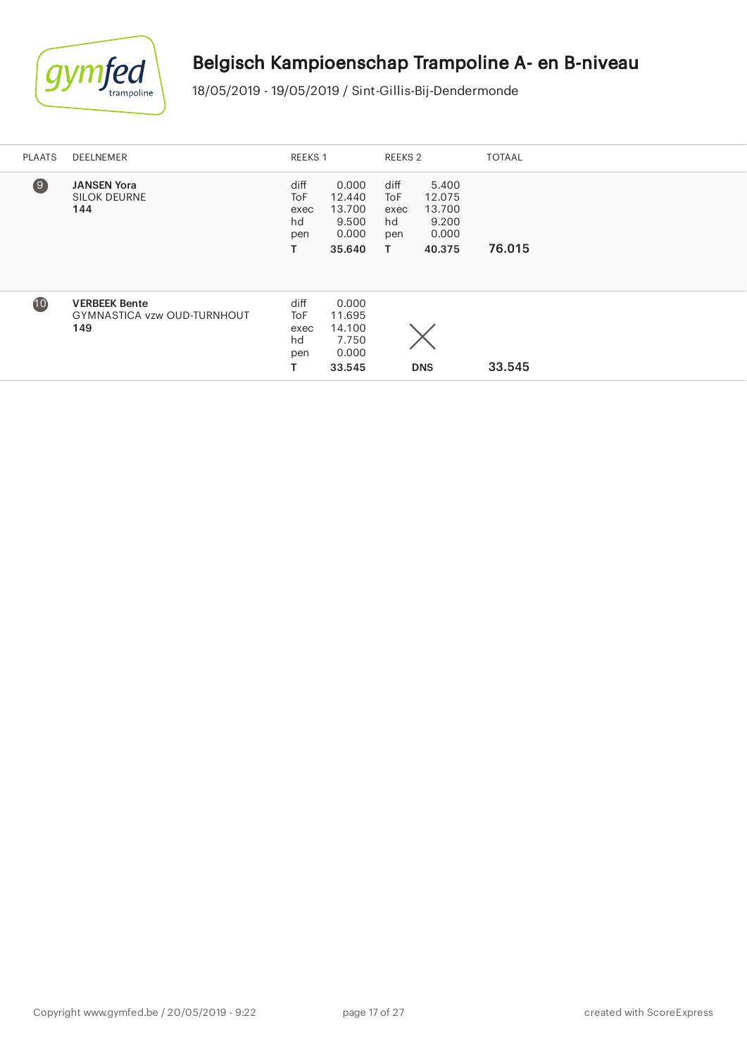# Belgisch Kampioenschap Trampoline A- en B-niveau

18/05/2019 - 19/05/2019 / Sint-Gillis-Bij-Dendermonde

| PLAATS | DEELNEMER | REEKS 1 | | REEKS 2 | | TOTAAL |
|---|---|---|---|---|---|---|
| 9 | **JANSEN Yora**<br>SILOK DEURNE<br>**144** | diff<br>ToF<br>exec<br>hd<br>pen<br>**T** | 0.000<br>12.440<br>13.700<br>9.500<br>0.000<br>**35.640** | diff<br>ToF<br>exec<br>hd<br>pen<br>**T** | 5.400<br>12.075<br>13.700<br>9.200<br>0.000<br>**40.375** | **76.015** |
| 10 | **VERBEEK Bente**<br>GYMNASTICA vzw OUD-TURNHOUT<br>**149** | diff<br>ToF<br>exec<br>hd<br>pen<br>**T** | 0.000<br>11.695<br>14.100<br>7.750<br>0.000<br>**33.545** | **DNS** | | **33.545** |

Copyright www.gymfed.be / 20/05/2019 - 9:22

created with ScoreExpress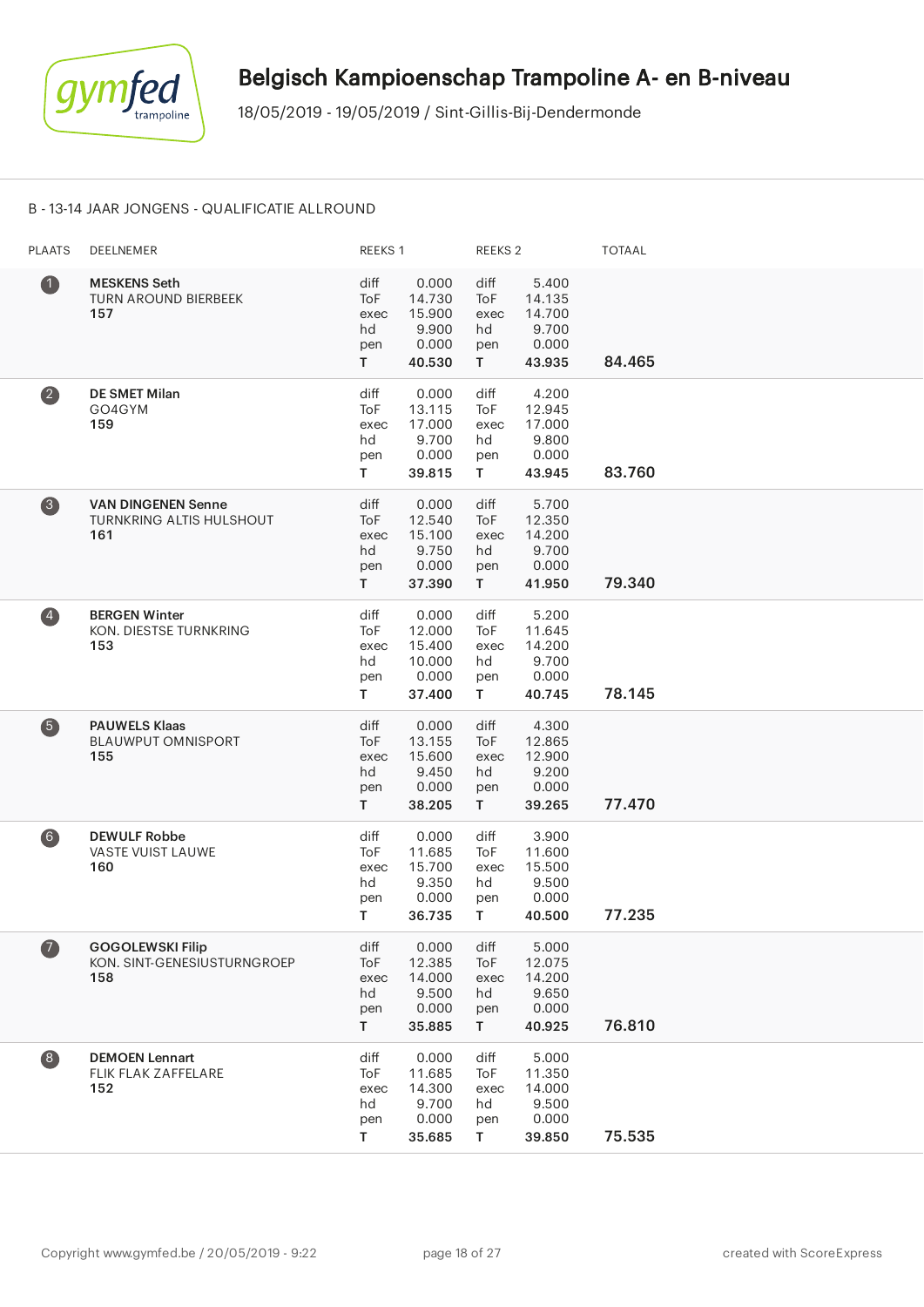# Belgisch Kampioenschap Trampoline A- en B-niveau

18/05/2019 - 19/05/2019 / Sint-Gillis-Bij-Dendermonde

## B - 13-14 JAAR JONGENS - QUALIFICATIE ALLROUND

| PLAATS | DEELNEMER | REEKS 1 | | REEKS 2 | | TOTAAL |
|---|---|---|---|---|---|---|
| 1 | **MESKENS Seth**<br>TURN AROUND BIERBEEK<br>**157** | diff<br>ToF<br>exec<br>hd<br>pen<br>**T** | 0.000<br>14.730<br>15.900<br>9.900<br>0.000<br>**40.530** | diff<br>ToF<br>exec<br>hd<br>pen<br>**T** | 5.400<br>14.135<br>14.700<br>9.700<br>0.000<br>**43.935** | **84.465** |
| 2 | **DE SMET Milan**<br>GO4GYM<br>**159** | diff<br>ToF<br>exec<br>hd<br>pen<br>**T** | 0.000<br>13.115<br>17.000<br>9.700<br>0.000<br>**39.815** | diff<br>ToF<br>exec<br>hd<br>pen<br>**T** | 4.200<br>12.945<br>17.000<br>9.800<br>0.000<br>**43.945** | **83.760** |
| 3 | **VAN DINGENEN Senne**<br>TURNKRING ALTIS HULSHOUT<br>**161** | diff<br>ToF<br>exec<br>hd<br>pen<br>**T** | 0.000<br>12.540<br>15.100<br>9.750<br>0.000<br>**37.390** | diff<br>ToF<br>exec<br>hd<br>pen<br>**T** | 5.700<br>12.350<br>14.200<br>9.700<br>0.000<br>**41.950** | **79.340** |
| 4 | **BERGEN Winter**<br>KON. DIESTSE TURNKRING<br>**153** | diff<br>ToF<br>exec<br>hd<br>pen<br>**T** | 0.000<br>12.000<br>15.400<br>10.000<br>0.000<br>**37.400** | diff<br>ToF<br>exec<br>hd<br>pen<br>**T** | 5.200<br>11.645<br>14.200<br>9.700<br>0.000<br>**40.745** | **78.145** |
| 5 | **PAUWELS Klaas**<br>BLAUWPUT OMNISPORT<br>**155** | diff<br>ToF<br>exec<br>hd<br>pen<br>**T** | 0.000<br>13.155<br>15.600<br>9.450<br>0.000<br>**38.205** | diff<br>ToF<br>exec<br>hd<br>pen<br>**T** | 4.300<br>12.865<br>12.900<br>9.200<br>0.000<br>**39.265** | **77.470** |
| 6 | **DEWULF Robbe**<br>VASTE VUIST LAUWE<br>**160** | diff<br>ToF<br>exec<br>hd<br>pen<br>**T** | 0.000<br>11.685<br>15.700<br>9.350<br>0.000<br>**36.735** | diff<br>ToF<br>exec<br>hd<br>pen<br>**T** | 3.900<br>11.600<br>15.500<br>9.500<br>0.000<br>**40.500** | **77.235** |
| 7 | **GOGOLEWSKI Filip**<br>KON. SINT-GENESIUSTURNGROEP<br>**158** | diff<br>ToF<br>exec<br>hd<br>pen<br>**T** | 0.000<br>12.385<br>14.000<br>9.500<br>0.000<br>**35.885** | diff<br>ToF<br>exec<br>hd<br>pen<br>**T** | 5.000<br>12.075<br>14.200<br>9.650<br>0.000<br>**40.925** | **76.810** |
| 8 | **DEMOEN Lennart**<br>FLIK FLAK ZAFFELARE<br>**152** | diff<br>ToF<br>exec<br>hd<br>pen<br>**T** | 0.000<br>11.685<br>14.300<br>9.700<br>0.000<br>**35.685** | diff<br>ToF<br>exec<br>hd<br>pen<br>**T** | 5.000<br>11.350<br>14.000<br>9.500<br>0.000<br>**39.850** | **75.535** |

Copyright www.gymfed.be / 20/05/2019 - 9:22 created with ScoreExpress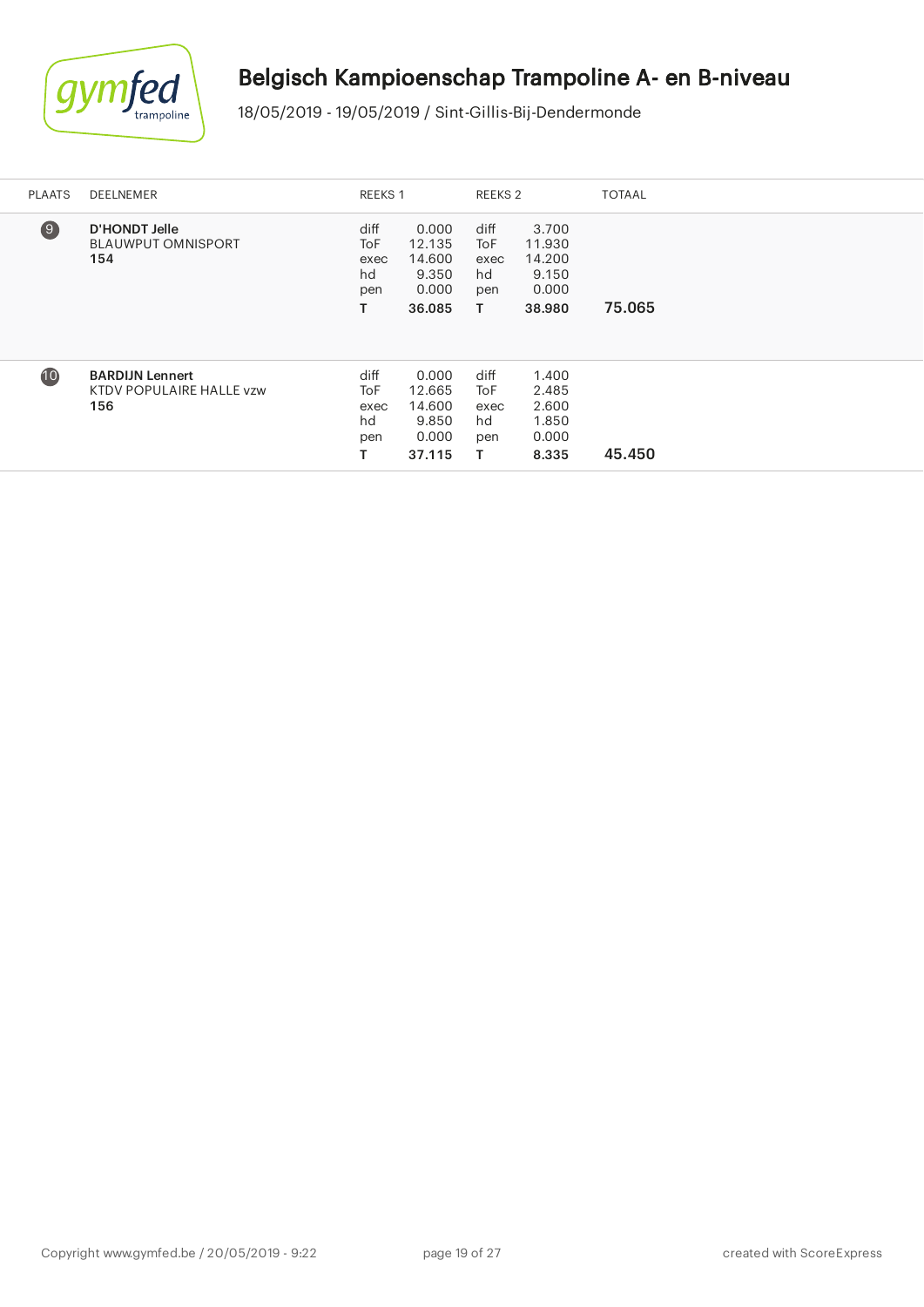# Belgisch Kampioenschap Trampoline A- en B-niveau

18/05/2019 - 19/05/2019 / Sint-Gillis-Bij-Dendermonde

| PLAATS | DEELNEMER | REEKS 1 | | REEKS 2 | | TOTAAL |
|---|---|---|---|---|---|---|
| 9 | **D'HONDT Jelle**<br>BLAUWPUT OMNISPORT<br>**154** | diff<br>ToF<br>exec<br>hd<br>pen<br>**T** | 0.000<br>12.135<br>14.600<br>9.350<br>0.000<br>**36.085** | diff<br>ToF<br>exec<br>hd<br>pen<br>**T** | 3.700<br>11.930<br>14.200<br>9.150<br>0.000<br>**38.980** | **75.065** |
| 10 | **BARDIJN Lennert**<br>KTDV POPULAIRE HALLE vzw<br>**156** | diff<br>ToF<br>exec<br>hd<br>pen<br>**T** | 0.000<br>12.665<br>14.600<br>9.850<br>0.000<br>**37.115** | diff<br>ToF<br>exec<br>hd<br>pen<br>**T** | 1.400<br>2.485<br>2.600<br>1.850<br>0.000<br>**8.335** | **45.450** |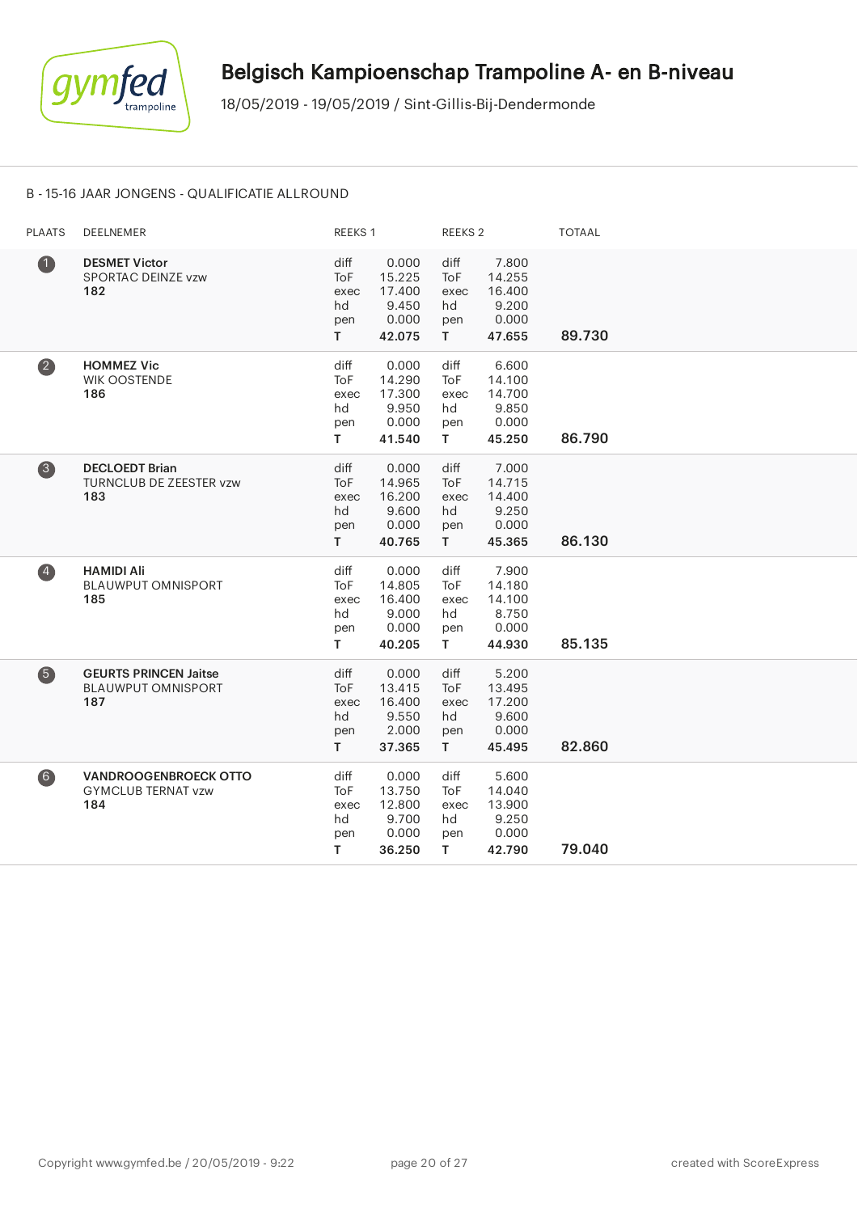# Belgisch Kampioenschap Trampoline A- en B-niveau

18/05/2019 - 19/05/2019 / Sint-Gillis-Bij-Dendermonde

B - 15-16 JAAR JONGENS - QUALIFICATIE ALLROUND

| PLAATS | DEELNEMER | REEKS 1 | | REEKS 2 | | TOTAAL |
|---|---|---|---|---|---|---|
| 1 | **DESMET Victor**<br>SPORTAC DEINZE vzw<br>**182** | diff<br>ToF<br>exec<br>hd<br>pen<br>**T** | 0.000<br>15.225<br>17.400<br>9.450<br>0.000<br>**42.075** | diff<br>ToF<br>exec<br>hd<br>pen<br>**T** | 7.800<br>14.255<br>16.400<br>9.200<br>0.000<br>**47.655** | **89.730** |
| 2 | **HOMMEZ Vic**<br>WIK OOSTENDE<br>**186** | diff<br>ToF<br>exec<br>hd<br>pen<br>**T** | 0.000<br>14.290<br>17.300<br>9.950<br>0.000<br>**41.540** | diff<br>ToF<br>exec<br>hd<br>pen<br>**T** | 6.600<br>14.100<br>14.700<br>9.850<br>0.000<br>**45.250** | **86.790** |
| 3 | **DECLOEDT Brian**<br>TURNCLUB DE ZEESTER vzw<br>**183** | diff<br>ToF<br>exec<br>hd<br>pen<br>**T** | 0.000<br>14.965<br>16.200<br>9.600<br>0.000<br>**40.765** | diff<br>ToF<br>exec<br>hd<br>pen<br>**T** | 7.000<br>14.715<br>14.400<br>9.250<br>0.000<br>**45.365** | **86.130** |
| 4 | **HAMIDI Ali**<br>BLAUWPUT OMNISPORT<br>**185** | diff<br>ToF<br>exec<br>hd<br>pen<br>**T** | 0.000<br>14.805<br>16.400<br>9.000<br>0.000<br>**40.205** | diff<br>ToF<br>exec<br>hd<br>pen<br>**T** | 7.900<br>14.180<br>14.100<br>8.750<br>0.000<br>**44.930** | **85.135** |
| 5 | **GEURTS PRINCEN Jaitse**<br>BLAUWPUT OMNISPORT<br>**187** | diff<br>ToF<br>exec<br>hd<br>pen<br>**T** | 0.000<br>13.415<br>16.400<br>9.550<br>2.000<br>**37.365** | diff<br>ToF<br>exec<br>hd<br>pen<br>**T** | 5.200<br>13.495<br>17.200<br>9.600<br>0.000<br>**45.495** | **82.860** |
| 6 | **VANDROOGENBROECK OTTO**<br>GYMCLUB TERNAT vzw<br>**184** | diff<br>ToF<br>exec<br>hd<br>pen<br>**T** | 0.000<br>13.750<br>12.800<br>9.700<br>0.000<br>**36.250** | diff<br>ToF<br>exec<br>hd<br>pen<br>**T** | 5.600<br>14.040<br>13.900<br>9.250<br>0.000<br>**42.790** | **79.040** |

Copyright www.gymfed.be / 20/05/2019 - 9:22 created with ScoreExpress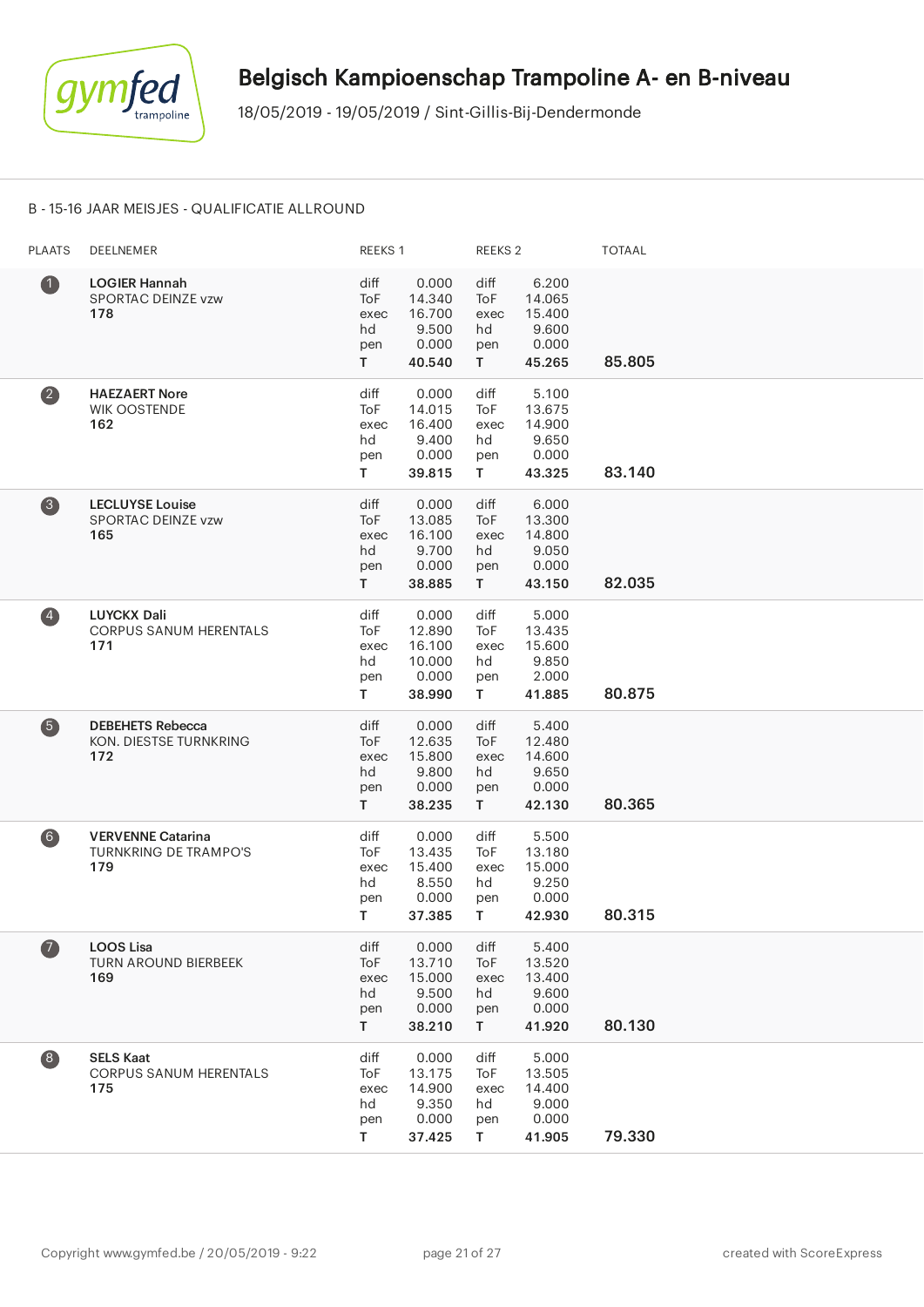# Belgisch Kampioenschap Trampoline A- en B-niveau

18/05/2019 - 19/05/2019 / Sint-Gillis-Bij-Dendermonde

B - 15-16 JAAR MEISJES - QUALIFICATIE ALLROUND

| PLAATS | DEELNEMER | REEKS 1 | | REEKS 2 | | TOTAAL |
|---|---|---|---|---|---|---|
| 1 | **LOGIER Hannah**<br>SPORTAC DEINZE vzw<br>**178** | diff<br>ToF<br>exec<br>hd<br>pen<br>**T** | 0.000<br>14.340<br>16.700<br>9.500<br>0.000<br>**40.540** | diff<br>ToF<br>exec<br>hd<br>pen<br>**T** | 6.200<br>14.065<br>15.400<br>9.600<br>0.000<br>**45.265** | **85.805** |
| 2 | **HAEZAERT Nore**<br>WIK OOSTENDE<br>**162** | diff<br>ToF<br>exec<br>hd<br>pen<br>**T** | 0.000<br>14.015<br>16.400<br>9.400<br>0.000<br>**39.815** | diff<br>ToF<br>exec<br>hd<br>pen<br>**T** | 5.100<br>13.675<br>14.900<br>9.650<br>0.000<br>**43.325** | **83.140** |
| 3 | **LECLUYSE Louise**<br>SPORTAC DEINZE vzw<br>**165** | diff<br>ToF<br>exec<br>hd<br>pen<br>**T** | 0.000<br>13.085<br>16.100<br>9.700<br>0.000<br>**38.885** | diff<br>ToF<br>exec<br>hd<br>pen<br>**T** | 6.000<br>13.300<br>14.800<br>9.050<br>0.000<br>**43.150** | **82.035** |
| 4 | **LUYCKX Dali**<br>CORPUS SANUM HERENTALS<br>**171** | diff<br>ToF<br>exec<br>hd<br>pen<br>**T** | 0.000<br>12.890<br>16.100<br>10.000<br>0.000<br>**38.990** | diff<br>ToF<br>exec<br>hd<br>pen<br>**T** | 5.000<br>13.435<br>15.600<br>9.850<br>2.000<br>**41.885** | **80.875** |
| 5 | **DEBEHETS Rebecca**<br>KON. DIESTSE TURNKRING<br>**172** | diff<br>ToF<br>exec<br>hd<br>pen<br>**T** | 0.000<br>12.635<br>15.800<br>9.800<br>0.000<br>**38.235** | diff<br>ToF<br>exec<br>hd<br>pen<br>**T** | 5.400<br>12.480<br>14.600<br>9.650<br>0.000<br>**42.130** | **80.365** |
| 6 | **VERVENNE Catarina**<br>TURNKRING DE TRAMPO'S<br>**179** | diff<br>ToF<br>exec<br>hd<br>pen<br>**T** | 0.000<br>13.435<br>15.400<br>8.550<br>0.000<br>**37.385** | diff<br>ToF<br>exec<br>hd<br>pen<br>**T** | 5.500<br>13.180<br>15.000<br>9.250<br>0.000<br>**42.930** | **80.315** |
| 7 | **LOOS Lisa**<br>TURN AROUND BIERBEEK<br>**169** | diff<br>ToF<br>exec<br>hd<br>pen<br>**T** | 0.000<br>13.710<br>15.000<br>9.500<br>0.000<br>**38.210** | diff<br>ToF<br>exec<br>hd<br>pen<br>**T** | 5.400<br>13.520<br>13.400<br>9.600<br>0.000<br>**41.920** | **80.130** |
| 8 | **SELS Kaat**<br>CORPUS SANUM HERENTALS<br>**175** | diff<br>ToF<br>exec<br>hd<br>pen<br>**T** | 0.000<br>13.175<br>14.900<br>9.350<br>0.000<br>**37.425** | diff<br>ToF<br>exec<br>hd<br>pen<br>**T** | 5.000<br>13.505<br>14.400<br>9.000<br>0.000<br>**41.905** | **79.330** |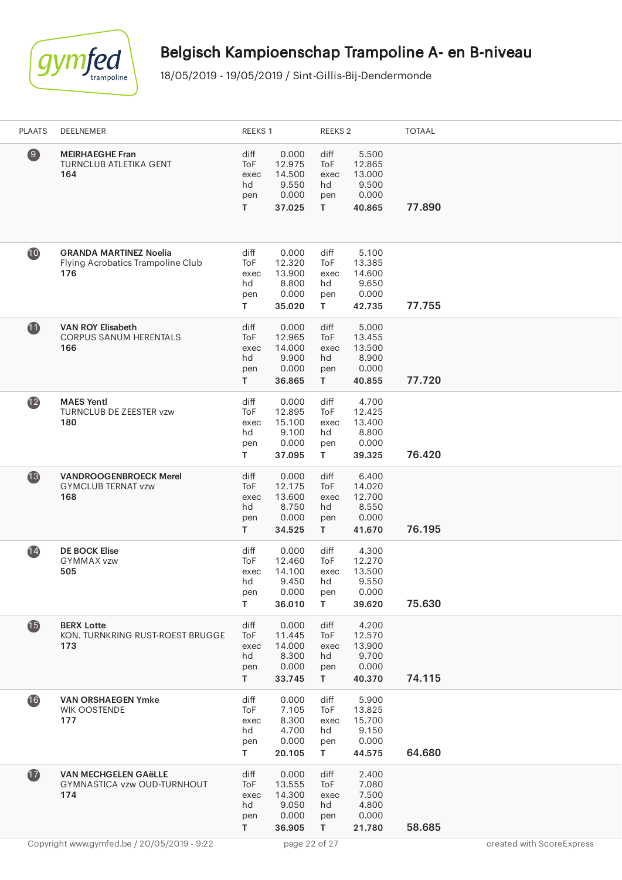# Belgisch Kampioenschap Trampoline A- en B-niveau

18/05/2019 - 19/05/2019 / Sint-Gillis-Bij-Dendermonde

| PLAATS | DEELNEMER | REEKS 1 | | REEKS 2 | | TOTAAL |
|---|---|---|---|---|---|---|
| 9 | **MEIRHAEGHE Fran**<br>TURNCLUB ATLETIKA GENT<br>**164** | diff<br>ToF<br>exec<br>hd<br>pen<br>**T** | 0.000<br>12.975<br>14.500<br>9.550<br>0.000<br>**37.025** | diff<br>ToF<br>exec<br>hd<br>pen<br>**T** | 5.500<br>12.865<br>13.000<br>9.500<br>0.000<br>**40.865** | **77.890** |
| 10 | **GRANDA MARTINEZ Noelia**<br>Flying Acrobatics Trampoline Club<br>**176** | diff<br>ToF<br>exec<br>hd<br>pen<br>**T** | 0.000<br>12.320<br>13.900<br>8.800<br>0.000<br>**35.020** | diff<br>ToF<br>exec<br>hd<br>pen<br>**T** | 5.100<br>13.385<br>14.600<br>9.650<br>0.000<br>**42.735** | **77.755** |
| 11 | **VAN ROY Elisabeth**<br>CORPUS SANUM HERENTALS<br>**166** | diff<br>ToF<br>exec<br>hd<br>pen<br>**T** | 0.000<br>12.965<br>14.000<br>9.900<br>0.000<br>**36.865** | diff<br>ToF<br>exec<br>hd<br>pen<br>**T** | 5.000<br>13.455<br>13.500<br>8.900<br>0.000<br>**40.855** | **77.720** |
| 12 | **MAES Yentl**<br>TURNCLUB DE ZEESTER vzw<br>**180** | diff<br>ToF<br>exec<br>hd<br>pen<br>**T** | 0.000<br>12.895<br>15.100<br>9.100<br>0.000<br>**37.095** | diff<br>ToF<br>exec<br>hd<br>pen<br>**T** | 4.700<br>12.425<br>13.400<br>8.800<br>0.000<br>**39.325** | **76.420** |
| 13 | **VANDROOGENBROECK Merel**<br>GYMCLUB TERNAT vzw<br>**168** | diff<br>ToF<br>exec<br>hd<br>pen<br>**T** | 0.000<br>12.175<br>13.600<br>8.750<br>0.000<br>**34.525** | diff<br>ToF<br>exec<br>hd<br>pen<br>**T** | 6.400<br>14.020<br>12.700<br>8.550<br>0.000<br>**41.670** | **76.195** |
| 14 | **DE BOCK Elise**<br>GYMMAX vzw<br>**505** | diff<br>ToF<br>exec<br>hd<br>pen<br>**T** | 0.000<br>12.460<br>14.100<br>9.450<br>0.000<br>**36.010** | diff<br>ToF<br>exec<br>hd<br>pen<br>**T** | 4.300<br>12.270<br>13.500<br>9.550<br>0.000<br>**39.620** | **75.630** |
| 15 | **BERX Lotte**<br>KON. TURNKRING RUST-ROEST BRUGGE<br>**173** | diff<br>ToF<br>exec<br>hd<br>pen<br>**T** | 0.000<br>11.445<br>14.000<br>8.300<br>0.000<br>**33.745** | diff<br>ToF<br>exec<br>hd<br>pen<br>**T** | 4.200<br>12.570<br>13.900<br>9.700<br>0.000<br>**40.370** | **74.115** |
| 16 | **VAN ORSHAEGEN Ymke**<br>WIK OOSTENDE<br>**177** | diff<br>ToF<br>exec<br>hd<br>pen<br>**T** | 0.000<br>7.105<br>8.300<br>4.700<br>0.000<br>**20.105** | diff<br>ToF<br>exec<br>hd<br>pen<br>**T** | 5.900<br>13.825<br>15.700<br>9.150<br>0.000<br>**44.575** | **64.680** |
| 17 | **VAN MECHGELEN GAëLLE**<br>GYMNASTICA vzw OUD-TURNHOUT<br>**174** | diff<br>ToF<br>exec<br>hd<br>pen<br>**T** | 0.000<br>13.555<br>14.300<br>9.050<br>0.000<br>**36.905** | diff<br>ToF<br>exec<br>hd<br>pen<br>**T** | 2.400<br>7.080<br>7.500<br>4.800<br>0.000<br>**21.780** | **58.685** |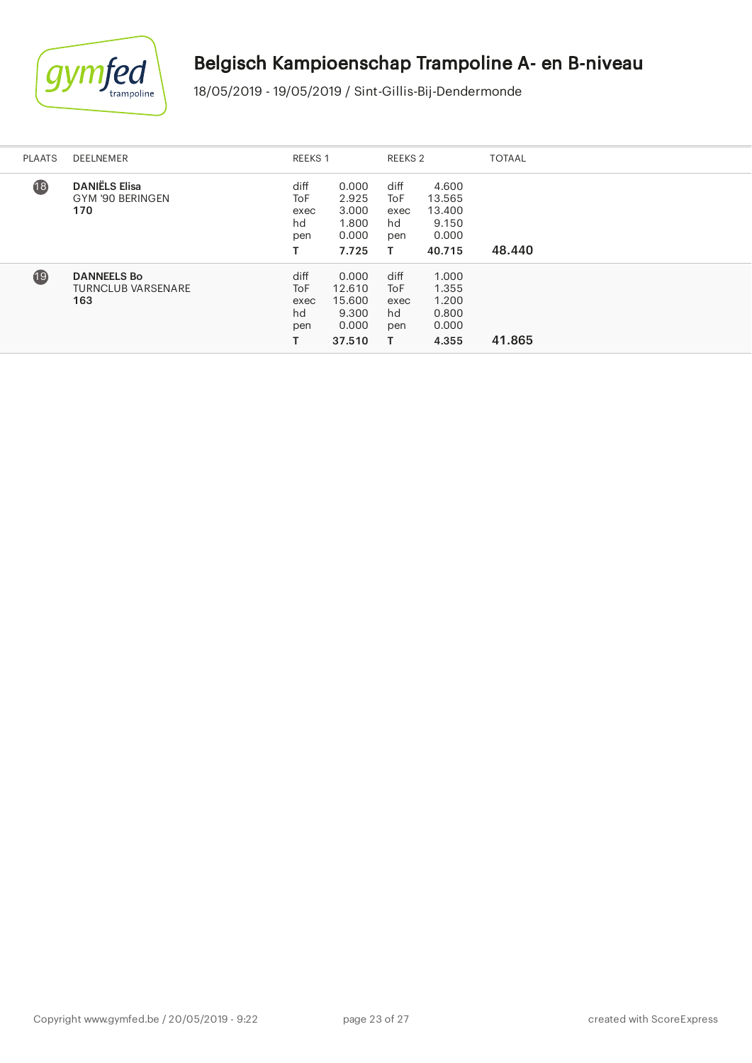# Belgisch Kampioenschap Trampoline A- en B-niveau

18/05/2019 - 19/05/2019 / Sint-Gillis-Bij-Dendermonde

| PLAATS | DEELNEMER | REEKS 1 | | REEKS 2 | | TOTAAL |
|---|---|---|---|---|---|---|
| 18 | **DANIËLS Elisa**<br>GYM '90 BERINGEN<br>**170** | diff<br>ToF<br>exec<br>hd<br>pen<br>**T** | 0.000<br>2.925<br>3.000<br>1.800<br>0.000<br>**7.725** | diff<br>ToF<br>exec<br>hd<br>pen<br>**T** | 4.600<br>13.565<br>13.400<br>9.150<br>0.000<br>**40.715** | **48.440** |
| 19 | **DANNEELS Bo**<br>TURNCLUB VARSENARE<br>**163** | diff<br>ToF<br>exec<br>hd<br>pen<br>**T** | 0.000<br>12.610<br>15.600<br>9.300<br>0.000<br>**37.510** | diff<br>ToF<br>exec<br>hd<br>pen<br>**T** | 1.000<br>1.355<br>1.200<br>0.800<br>0.000<br>**4.355** | **41.865** |

Copyright www.gymfed.be / 20/05/2019 - 9:22

created with ScoreExpress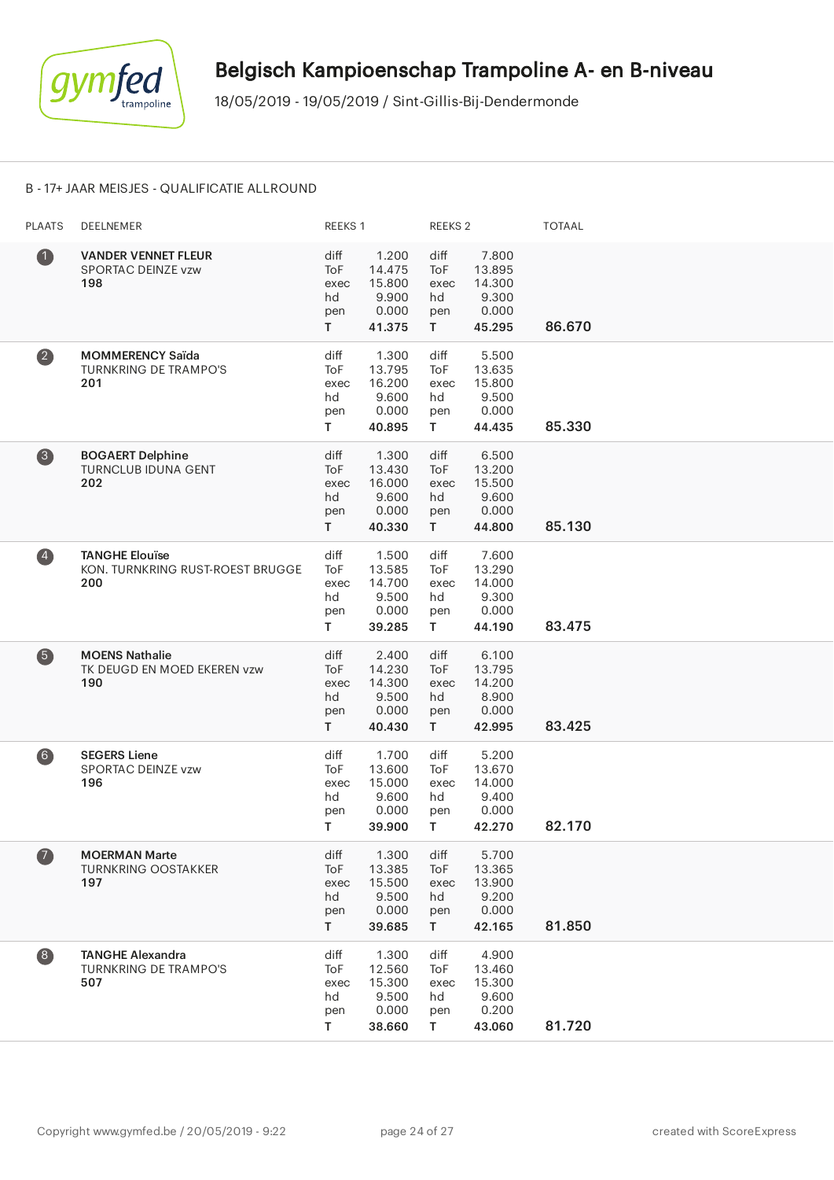# Belgisch Kampioenschap Trampoline A- en B-niveau

18/05/2019 - 19/05/2019 / Sint-Gillis-Bij-Dendermonde

## B - 17+ JAAR MEISJES - QUALIFICATIE ALLROUND

| PLAATS | DEELNEMER | REEKS 1 | | REEKS 2 | | TOTAAL |
|---|---|---|---|---|---|---|
| 1 | **VANDER VENNET FLEUR**<br>SPORTAC DEINZE vzw<br>**198** | diff<br>ToF<br>exec<br>hd<br>pen<br>**T** | 1.200<br>14.475<br>15.800<br>9.900<br>0.000<br>**41.375** | diff<br>ToF<br>exec<br>hd<br>pen<br>**T** | 7.800<br>13.895<br>14.300<br>9.300<br>0.000<br>**45.295** | **86.670** |
| 2 | **MOMMERENCY Saïda**<br>TURNKRING DE TRAMPO'S<br>**201** | diff<br>ToF<br>exec<br>hd<br>pen<br>**T** | 1.300<br>13.795<br>16.200<br>9.600<br>0.000<br>**40.895** | diff<br>ToF<br>exec<br>hd<br>pen<br>**T** | 5.500<br>13.635<br>15.800<br>9.500<br>0.000<br>**44.435** | **85.330** |
| 3 | **BOGAERT Delphine**<br>TURNCLUB IDUNA GENT<br>**202** | diff<br>ToF<br>exec<br>hd<br>pen<br>**T** | 1.300<br>13.430<br>16.000<br>9.600<br>0.000<br>**40.330** | diff<br>ToF<br>exec<br>hd<br>pen<br>**T** | 6.500<br>13.200<br>15.500<br>9.600<br>0.000<br>**44.800** | **85.130** |
| 4 | **TANGHE Elouïse**<br>KON. TURNKRING RUST-ROEST BRUGGE<br>**200** | diff<br>ToF<br>exec<br>hd<br>pen<br>**T** | 1.500<br>13.585<br>14.700<br>9.500<br>0.000<br>**39.285** | diff<br>ToF<br>exec<br>hd<br>pen<br>**T** | 7.600<br>13.290<br>14.000<br>9.300<br>0.000<br>**44.190** | **83.475** |
| 5 | **MOENS Nathalie**<br>TK DEUGD EN MOED EKEREN vzw<br>**190** | diff<br>ToF<br>exec<br>hd<br>pen<br>**T** | 2.400<br>14.230<br>14.300<br>9.500<br>0.000<br>**40.430** | diff<br>ToF<br>exec<br>hd<br>pen<br>**T** | 6.100<br>13.795<br>14.200<br>8.900<br>0.000<br>**42.995** | **83.425** |
| 6 | **SEGERS Liene**<br>SPORTAC DEINZE vzw<br>**196** | diff<br>ToF<br>exec<br>hd<br>pen<br>**T** | 1.700<br>13.600<br>15.000<br>9.600<br>0.000<br>**39.900** | diff<br>ToF<br>exec<br>hd<br>pen<br>**T** | 5.200<br>13.670<br>14.000<br>9.400<br>0.000<br>**42.270** | **82.170** |
| 7 | **MOERMAN Marte**<br>TURNKRING OOSTAKKER<br>**197** | diff<br>ToF<br>exec<br>hd<br>pen<br>**T** | 1.300<br>13.385<br>15.500<br>9.500<br>0.000<br>**39.685** | diff<br>ToF<br>exec<br>hd<br>pen<br>**T** | 5.700<br>13.365<br>13.900<br>9.200<br>0.000<br>**42.165** | **81.850** |
| 8 | **TANGHE Alexandra**<br>TURNKRING DE TRAMPO'S<br>**507** | diff<br>ToF<br>exec<br>hd<br>pen<br>**T** | 1.300<br>12.560<br>15.300<br>9.500<br>0.000<br>**38.660** | diff<br>ToF<br>exec<br>hd<br>pen<br>**T** | 4.900<br>13.460<br>15.300<br>9.600<br>0.200<br>**43.060** | **81.720** |

Copyright www.gymfed.be / 20/05/2019 - 9:22 created with ScoreExpress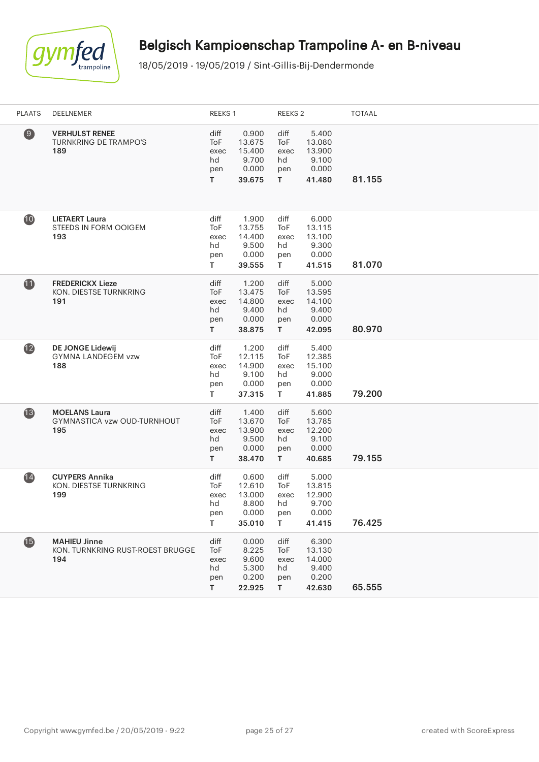# Belgisch Kampioenschap Trampoline A- en B-niveau

18/05/2019 - 19/05/2019 / Sint-Gillis-Bij-Dendermonde

| PLAATS | DEELNEMER | REEKS 1 | | REEKS 2 | | TOTAAL |
|---|---|---|---|---|---|---|
| 9 | **VERHULST RENEE**<br>TURNKRING DE TRAMPO'S<br>**189** | diff<br>ToF<br>exec<br>hd<br>pen<br>**T** | 0.900<br>13.675<br>15.400<br>9.700<br>0.000<br>**39.675** | diff<br>ToF<br>exec<br>hd<br>pen<br>**T** | 5.400<br>13.080<br>13.900<br>9.100<br>0.000<br>**41.480** | **81.155** |
| 10 | **LIETAERT Laura**<br>STEEDS IN FORM OOIGEM<br>**193** | diff<br>ToF<br>exec<br>hd<br>pen<br>**T** | 1.900<br>13.755<br>14.400<br>9.500<br>0.000<br>**39.555** | diff<br>ToF<br>exec<br>hd<br>pen<br>**T** | 6.000<br>13.115<br>13.100<br>9.300<br>0.000<br>**41.515** | **81.070** |
| 11 | **FREDERICKX Lieze**<br>KON. DIESTSE TURNKRING<br>**191** | diff<br>ToF<br>exec<br>hd<br>pen<br>**T** | 1.200<br>13.475<br>14.800<br>9.400<br>0.000<br>**38.875** | diff<br>ToF<br>exec<br>hd<br>pen<br>**T** | 5.000<br>13.595<br>14.100<br>9.400<br>0.000<br>**42.095** | **80.970** |
| 12 | **DE JONGE Lidewij**<br>GYMNA LANDEGEM vzw<br>**188** | diff<br>ToF<br>exec<br>hd<br>pen<br>**T** | 1.200<br>12.115<br>14.900<br>9.100<br>0.000<br>**37.315** | diff<br>ToF<br>exec<br>hd<br>pen<br>**T** | 5.400<br>12.385<br>15.100<br>9.000<br>0.000<br>**41.885** | **79.200** |
| 13 | **MOELANS Laura**<br>GYMNASTICA vzw OUD-TURNHOUT<br>**195** | diff<br>ToF<br>exec<br>hd<br>pen<br>**T** | 1.400<br>13.670<br>13.900<br>9.500<br>0.000<br>**38.470** | diff<br>ToF<br>exec<br>hd<br>pen<br>**T** | 5.600<br>13.785<br>12.200<br>9.100<br>0.000<br>**40.685** | **79.155** |
| 14 | **CUYPERS Annika**<br>KON. DIESTSE TURNKRING<br>**199** | diff<br>ToF<br>exec<br>hd<br>pen<br>**T** | 0.600<br>12.610<br>13.000<br>8.800<br>0.000<br>**35.010** | diff<br>ToF<br>exec<br>hd<br>pen<br>**T** | 5.000<br>13.815<br>12.900<br>9.700<br>0.000<br>**41.415** | **76.425** |
| 15 | **MAHIEU Jinne**<br>KON. TURNKRING RUST-ROEST BRUGGE<br>**194** | diff<br>ToF<br>exec<br>hd<br>pen<br>**T** | 0.000<br>8.225<br>9.600<br>5.300<br>0.200<br>**22.925** | diff<br>ToF<br>exec<br>hd<br>pen<br>**T** | 6.300<br>13.130<br>14.000<br>9.400<br>0.200<br>**42.630** | **65.555** |

Copyright www.gymfed.be / 20/05/2019 - 9:22 created with ScoreExpress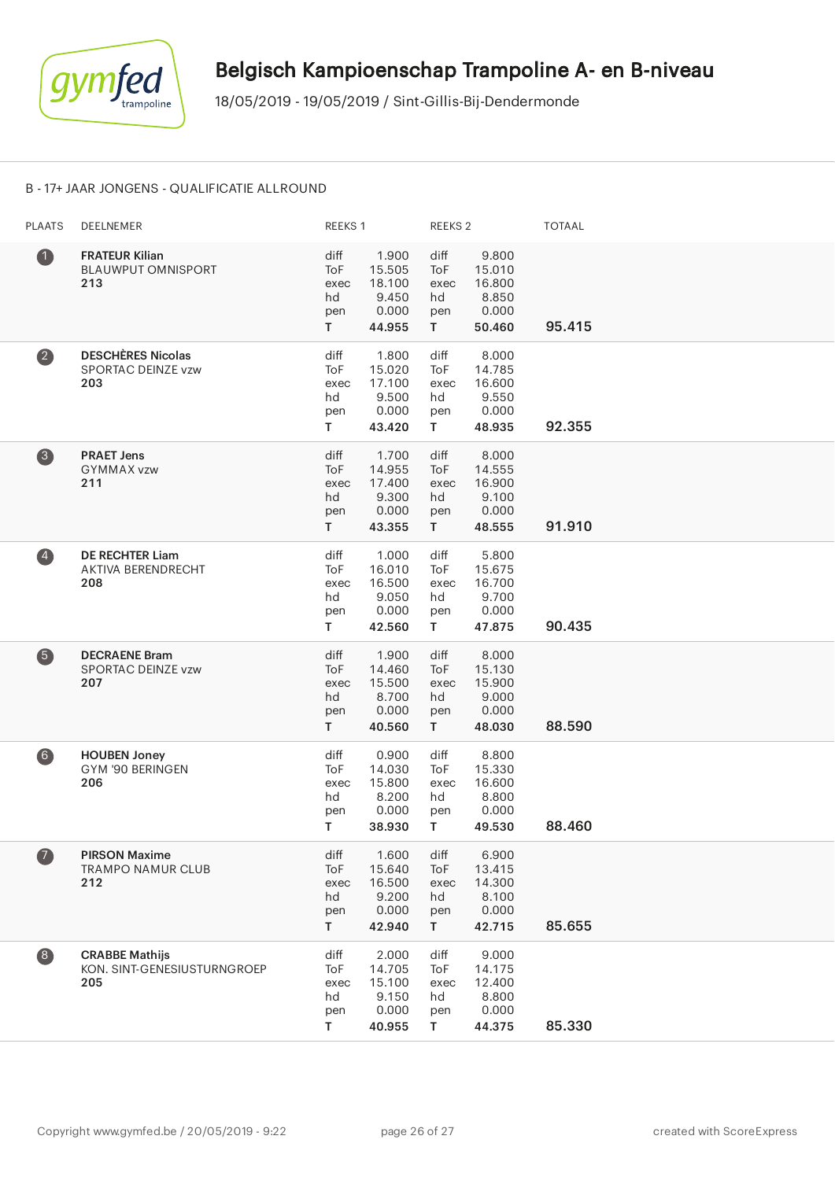# Belgisch Kampioenschap Trampoline A- en B-niveau

18/05/2019 - 19/05/2019 / Sint-Gillis-Bij-Dendermonde

## B - 17+ JAAR JONGENS - QUALIFICATIE ALLROUND

| PLAATS | DEELNEMER | REEKS 1 | | REEKS 2 | | TOTAAL |
|---|---|---|---|---|---|---|
| 1 | **FRATEUR Kilian**<br>BLAUWPUT OMNISPORT<br>**213** | diff<br>ToF<br>exec<br>hd<br>pen<br>**T** | 1.900<br>15.505<br>18.100<br>9.450<br>0.000<br>**44.955** | diff<br>ToF<br>exec<br>hd<br>pen<br>**T** | 9.800<br>15.010<br>16.800<br>8.850<br>0.000<br>**50.460** | **95.415** |
| 2 | **DESCHÈRES Nicolas**<br>SPORTAC DEINZE vzw<br>**203** | diff<br>ToF<br>exec<br>hd<br>pen<br>**T** | 1.800<br>15.020<br>17.100<br>9.500<br>0.000<br>**43.420** | diff<br>ToF<br>exec<br>hd<br>pen<br>**T** | 8.000<br>14.785<br>16.600<br>9.550<br>0.000<br>**48.935** | **92.355** |
| 3 | **PRAET Jens**<br>GYMMAX vzw<br>**211** | diff<br>ToF<br>exec<br>hd<br>pen<br>**T** | 1.700<br>14.955<br>17.400<br>9.300<br>0.000<br>**43.355** | diff<br>ToF<br>exec<br>hd<br>pen<br>**T** | 8.000<br>14.555<br>16.900<br>9.100<br>0.000<br>**48.555** | **91.910** |
| 4 | **DE RECHTER Liam**<br>AKTIVA BERENDRECHT<br>**208** | diff<br>ToF<br>exec<br>hd<br>pen<br>**T** | 1.000<br>16.010<br>16.500<br>9.050<br>0.000<br>**42.560** | diff<br>ToF<br>exec<br>hd<br>pen<br>**T** | 5.800<br>15.675<br>16.700<br>9.700<br>0.000<br>**47.875** | **90.435** |
| 5 | **DECRAENE Bram**<br>SPORTAC DEINZE vzw<br>**207** | diff<br>ToF<br>exec<br>hd<br>pen<br>**T** | 1.900<br>14.460<br>15.500<br>8.700<br>0.000<br>**40.560** | diff<br>ToF<br>exec<br>hd<br>pen<br>**T** | 8.000<br>15.130<br>15.900<br>9.000<br>0.000<br>**48.030** | **88.590** |
| 6 | **HOUBEN Joney**<br>GYM '90 BERINGEN<br>**206** | diff<br>ToF<br>exec<br>hd<br>pen<br>**T** | 0.900<br>14.030<br>15.800<br>8.200<br>0.000<br>**38.930** | diff<br>ToF<br>exec<br>hd<br>pen<br>**T** | 8.800<br>15.330<br>16.600<br>8.800<br>0.000<br>**49.530** | **88.460** |
| 7 | **PIRSON Maxime**<br>TRAMPO NAMUR CLUB<br>**212** | diff<br>ToF<br>exec<br>hd<br>pen<br>**T** | 1.600<br>15.640<br>16.500<br>9.200<br>0.000<br>**42.940** | diff<br>ToF<br>exec<br>hd<br>pen<br>**T** | 6.900<br>13.415<br>14.300<br>8.100<br>0.000<br>**42.715** | **85.655** |
| 8 | **CRABBE Mathijs**<br>KON. SINT-GENESIUSTURNGROEP<br>**205** | diff<br>ToF<br>exec<br>hd<br>pen<br>**T** | 2.000<br>14.705<br>15.100<br>9.150<br>0.000<br>**40.955** | diff<br>ToF<br>exec<br>hd<br>pen<br>**T** | 9.000<br>14.175<br>12.400<br>8.800<br>0.000<br>**44.375** | **85.330** |

Copyright www.gymfed.be / 20/05/2019 - 9:22

created with ScoreExpress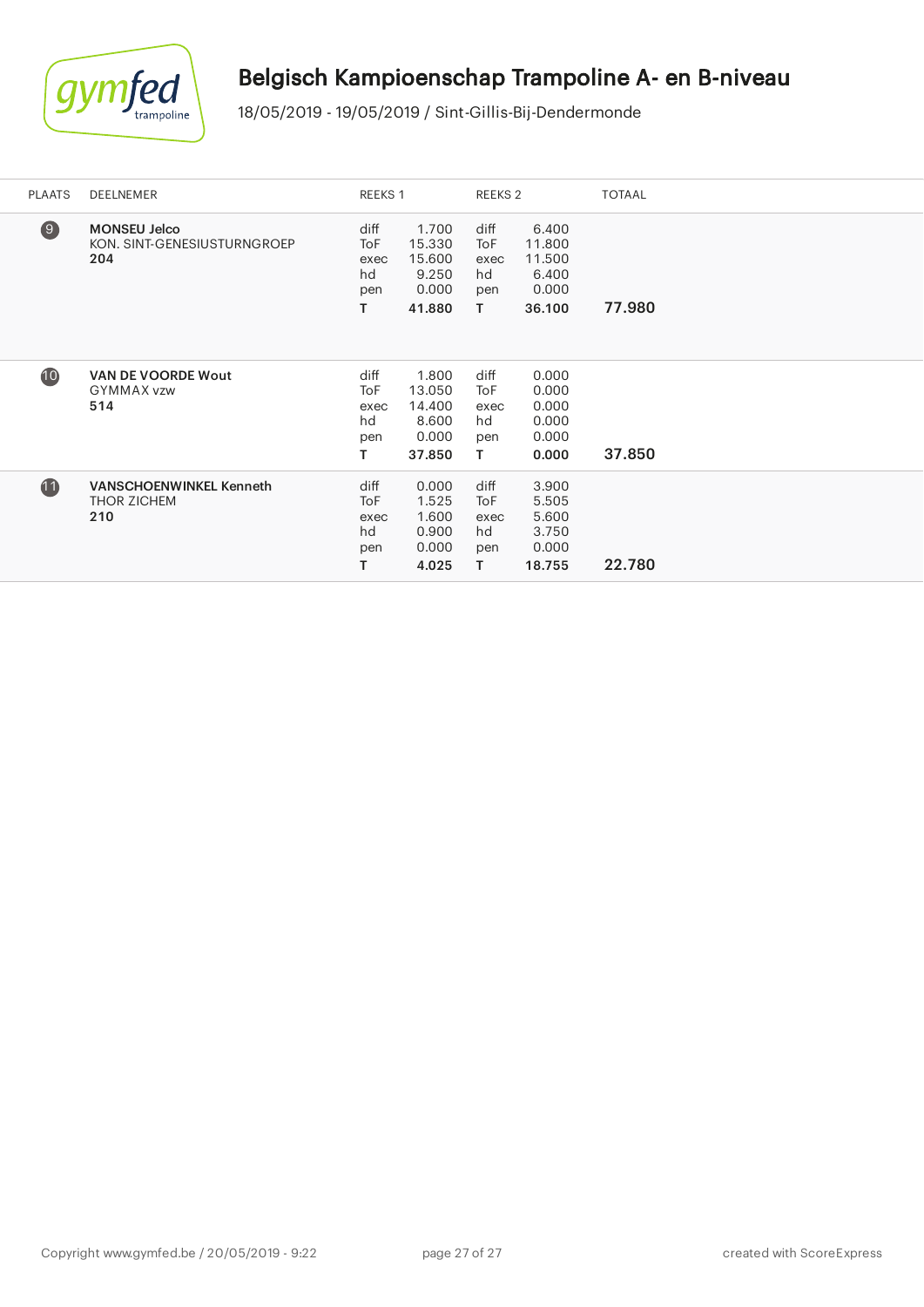# Belgisch Kampioenschap Trampoline A- en B-niveau

18/05/2019 - 19/05/2019 / Sint-Gillis-Bij-Dendermonde

| PLAATS | DEELNEMER | REEKS 1 | | REEKS 2 | | TOTAAL |
|---|---|---|---|---|---|---|
| 9 | **MONSEU Jelco**<br>KON. SINT-GENESIUSTURNGROEP<br>**204** | diff<br>ToF<br>exec<br>hd<br>pen<br>**T** | 1.700<br>15.330<br>15.600<br>9.250<br>0.000<br>**41.880** | diff<br>ToF<br>exec<br>hd<br>pen<br>**T** | 6.400<br>11.800<br>11.500<br>6.400<br>0.000<br>**36.100** | **77.980** |
| 10 | **VAN DE VOORDE Wout**<br>GYMMAX vzw<br>**514** | diff<br>ToF<br>exec<br>hd<br>pen<br>**T** | 1.800<br>13.050<br>14.400<br>8.600<br>0.000<br>**37.850** | diff<br>ToF<br>exec<br>hd<br>pen<br>**T** | 0.000<br>0.000<br>0.000<br>0.000<br>0.000<br>**0.000** | **37.850** |
| 11 | **VANSCHOENWINKEL Kenneth**<br>THOR ZICHEM<br>**210** | diff<br>ToF<br>exec<br>hd<br>pen<br>**T** | 0.000<br>1.525<br>1.600<br>0.900<br>0.000<br>**4.025** | diff<br>ToF<br>exec<br>hd<br>pen<br>**T** | 3.900<br>5.505<br>5.600<br>3.750<br>0.000<br>**18.755** | **22.780** |

Copyright www.gymfed.be / 20/05/2019 - 9:22

created with ScoreExpress